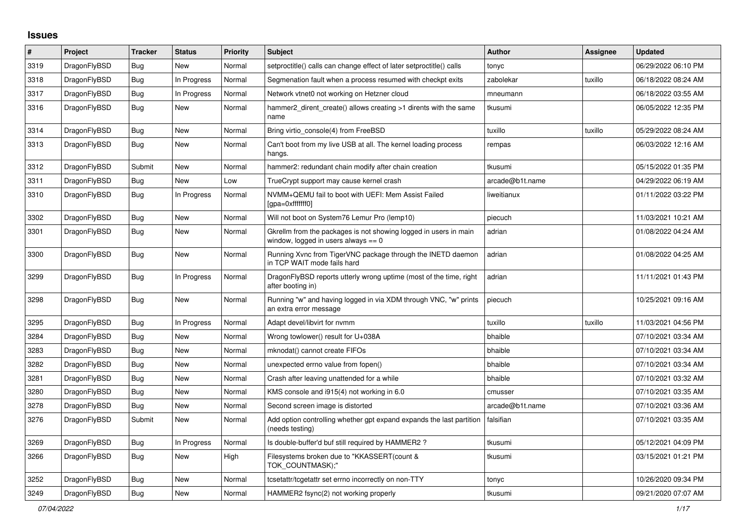# Issues

| # | Project | Tracker | Status | Priority | Subject | Author | Assignee | Updated |
|---|---|---|---|---|---|---|---|---|
| 3319 | DragonFlyBSD | Bug | New | Normal | setproctitle() calls can change effect of later setproctitle() calls | tonyc | | 06/29/2022 06:10 PM |
| 3318 | DragonFlyBSD | Bug | In Progress | Normal | Segmenation fault when a process resumed with checkpt exits | zabolekar | tuxillo | 06/18/2022 08:24 AM |
| 3317 | DragonFlyBSD | Bug | In Progress | Normal | Network vtnet0 not working on Hetzner cloud | mneumann | | 06/18/2022 03:55 AM |
| 3316 | DragonFlyBSD | Bug | New | Normal | hammer2_dirent_create() allows creating >1 dirents with the same name | tkusumi | | 06/05/2022 12:35 PM |
| 3314 | DragonFlyBSD | Bug | New | Normal | Bring virtio_console(4) from FreeBSD | tuxillo | tuxillo | 05/29/2022 08:24 AM |
| 3313 | DragonFlyBSD | Bug | New | Normal | Can't boot from my live USB at all. The kernel loading process hangs. | rempas | | 06/03/2022 12:16 AM |
| 3312 | DragonFlyBSD | Submit | New | Normal | hammer2: redundant chain modify after chain creation | tkusumi | | 05/15/2022 01:35 PM |
| 3311 | DragonFlyBSD | Bug | New | Low | TrueCrypt support may cause kernel crash | arcade@b1t.name | | 04/29/2022 06:19 AM |
| 3310 | DragonFlyBSD | Bug | In Progress | Normal | NVMM+QEMU fail to boot with UEFI: Mem Assist Failed [gpa=0xfffffff0] | liweitianux | | 01/11/2022 03:22 PM |
| 3302 | DragonFlyBSD | Bug | New | Normal | Will not boot on System76 Lemur Pro (lemp10) | piecuch | | 11/03/2021 10:21 AM |
| 3301 | DragonFlyBSD | Bug | New | Normal | Gkrellm from the packages is not showing logged in users in main window, logged in users always == 0 | adrian | | 01/08/2022 04:24 AM |
| 3300 | DragonFlyBSD | Bug | New | Normal | Running Xvnc from TigerVNC package through the INETD daemon in TCP WAIT mode fails hard | adrian | | 01/08/2022 04:25 AM |
| 3299 | DragonFlyBSD | Bug | In Progress | Normal | DragonFlyBSD reports utterly wrong uptime (most of the time, right after booting in) | adrian | | 11/11/2021 01:43 PM |
| 3298 | DragonFlyBSD | Bug | New | Normal | Running "w" and having logged in via XDM through VNC, "w" prints an extra error message | piecuch | | 10/25/2021 09:16 AM |
| 3295 | DragonFlyBSD | Bug | In Progress | Normal | Adapt devel/libvirt for nvmm | tuxillo | tuxillo | 11/03/2021 04:56 PM |
| 3284 | DragonFlyBSD | Bug | New | Normal | Wrong towlower() result for U+038A | bhaible | | 07/10/2021 03:34 AM |
| 3283 | DragonFlyBSD | Bug | New | Normal | mknodat() cannot create FIFOs | bhaible | | 07/10/2021 03:34 AM |
| 3282 | DragonFlyBSD | Bug | New | Normal | unexpected errno value from fopen() | bhaible | | 07/10/2021 03:34 AM |
| 3281 | DragonFlyBSD | Bug | New | Normal | Crash after leaving unattended for a while | bhaible | | 07/10/2021 03:32 AM |
| 3280 | DragonFlyBSD | Bug | New | Normal | KMS console and i915(4) not working in 6.0 | cmusser | | 07/10/2021 03:35 AM |
| 3278 | DragonFlyBSD | Bug | New | Normal | Second screen image is distorted | arcade@b1t.name | | 07/10/2021 03:36 AM |
| 3276 | DragonFlyBSD | Submit | New | Normal | Add option controlling whether gpt expand expands the last partition (needs testing) | falsifian | | 07/10/2021 03:35 AM |
| 3269 | DragonFlyBSD | Bug | In Progress | Normal | Is double-buffer'd buf still required by HAMMER2 ? | tkusumi | | 05/12/2021 04:09 PM |
| 3266 | DragonFlyBSD | Bug | New | High | Filesystems broken due to "KKASSERT(count & TOK_COUNTMASK);" | tkusumi | | 03/15/2021 01:21 PM |
| 3252 | DragonFlyBSD | Bug | New | Normal | tcsetattr/tcgetattr set errno incorrectly on non-TTY | tonyc | | 10/26/2020 09:34 PM |
| 3249 | DragonFlyBSD | Bug | New | Normal | HAMMER2 fsync(2) not working properly | tkusumi | | 09/21/2020 07:07 AM |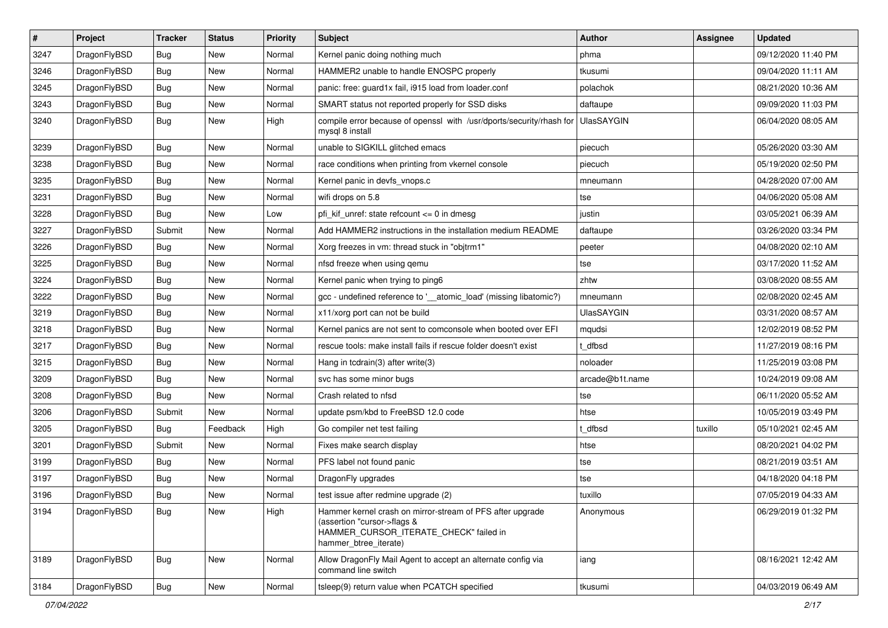| # | Project | Tracker | Status | Priority | Subject | Author | Assignee | Updated |
| --- | --- | --- | --- | --- | --- | --- | --- | --- |
| 3247 | DragonFlyBSD | Bug | New | Normal | Kernel panic doing nothing much | phma | | 09/12/2020 11:40 PM |
| 3246 | DragonFlyBSD | Bug | New | Normal | HAMMER2 unable to handle ENOSPC properly | tkusumi | | 09/04/2020 11:11 AM |
| 3245 | DragonFlyBSD | Bug | New | Normal | panic: free: guard1x fail, i915 load from loader.conf | polachok | | 08/21/2020 10:36 AM |
| 3243 | DragonFlyBSD | Bug | New | Normal | SMART status not reported properly for SSD disks | daftaupe | | 09/09/2020 11:03 PM |
| 3240 | DragonFlyBSD | Bug | New | High | compile error because of openssl with /usr/dports/security/rhash for mysql 8 install | UlasSAYGIN | | 06/04/2020 08:05 AM |
| 3239 | DragonFlyBSD | Bug | New | Normal | unable to SIGKILL glitched emacs | piecuch | | 05/26/2020 03:30 AM |
| 3238 | DragonFlyBSD | Bug | New | Normal | race conditions when printing from vkernel console | piecuch | | 05/19/2020 02:50 PM |
| 3235 | DragonFlyBSD | Bug | New | Normal | Kernel panic in devfs_vnops.c | mneumann | | 04/28/2020 07:00 AM |
| 3231 | DragonFlyBSD | Bug | New | Normal | wifi drops on 5.8 | tse | | 04/06/2020 05:08 AM |
| 3228 | DragonFlyBSD | Bug | New | Low | pfi_kif_unref: state refcount <= 0 in dmesg | justin | | 03/05/2021 06:39 AM |
| 3227 | DragonFlyBSD | Submit | New | Normal | Add HAMMER2 instructions in the installation medium README | daftaupe | | 03/26/2020 03:34 PM |
| 3226 | DragonFlyBSD | Bug | New | Normal | Xorg freezes in vm: thread stuck in "objtrm1" | peeter | | 04/08/2020 02:10 AM |
| 3225 | DragonFlyBSD | Bug | New | Normal | nfsd freeze when using qemu | tse | | 03/17/2020 11:52 AM |
| 3224 | DragonFlyBSD | Bug | New | Normal | Kernel panic when trying to ping6 | zhtw | | 03/08/2020 08:55 AM |
| 3222 | DragonFlyBSD | Bug | New | Normal | gcc - undefined reference to '__atomic_load' (missing libatomic?) | mneumann | | 02/08/2020 02:45 AM |
| 3219 | DragonFlyBSD | Bug | New | Normal | x11/xorg port can not be build | UlasSAYGIN | | 03/31/2020 08:57 AM |
| 3218 | DragonFlyBSD | Bug | New | Normal | Kernel panics are not sent to comconsole when booted over EFI | mqudsi | | 12/02/2019 08:52 PM |
| 3217 | DragonFlyBSD | Bug | New | Normal | rescue tools: make install fails if rescue folder doesn't exist | t_dfbsd | | 11/27/2019 08:16 PM |
| 3215 | DragonFlyBSD | Bug | New | Normal | Hang in tcdrain(3) after write(3) | noloader | | 11/25/2019 03:08 PM |
| 3209 | DragonFlyBSD | Bug | New | Normal | svc has some minor bugs | arcade@b1t.name | | 10/24/2019 09:08 AM |
| 3208 | DragonFlyBSD | Bug | New | Normal | Crash related to nfsd | tse | | 06/11/2020 05:52 AM |
| 3206 | DragonFlyBSD | Submit | New | Normal | update psm/kbd to FreeBSD 12.0 code | htse | | 10/05/2019 03:49 PM |
| 3205 | DragonFlyBSD | Bug | Feedback | High | Go compiler net test failing | t_dfbsd | tuxillo | 05/10/2021 02:45 AM |
| 3201 | DragonFlyBSD | Submit | New | Normal | Fixes make search display | htse | | 08/20/2021 04:02 PM |
| 3199 | DragonFlyBSD | Bug | New | Normal | PFS label not found panic | tse | | 08/21/2019 03:51 AM |
| 3197 | DragonFlyBSD | Bug | New | Normal | DragonFly upgrades | tse | | 04/18/2020 04:18 PM |
| 3196 | DragonFlyBSD | Bug | New | Normal | test issue after redmine upgrade (2) | tuxillo | | 07/05/2019 04:33 AM |
| 3194 | DragonFlyBSD | Bug | New | High | Hammer kernel crash on mirror-stream of PFS after upgrade (assertion "cursor->flags & HAMMER_CURSOR_ITERATE_CHECK" failed in hammer_btree_iterate) | Anonymous | | 06/29/2019 01:32 PM |
| 3189 | DragonFlyBSD | Bug | New | Normal | Allow DragonFly Mail Agent to accept an alternate config via command line switch | iang | | 08/16/2021 12:42 AM |
| 3184 | DragonFlyBSD | Bug | New | Normal | tsleep(9) return value when PCATCH specified | tkusumi | | 04/03/2019 06:49 AM |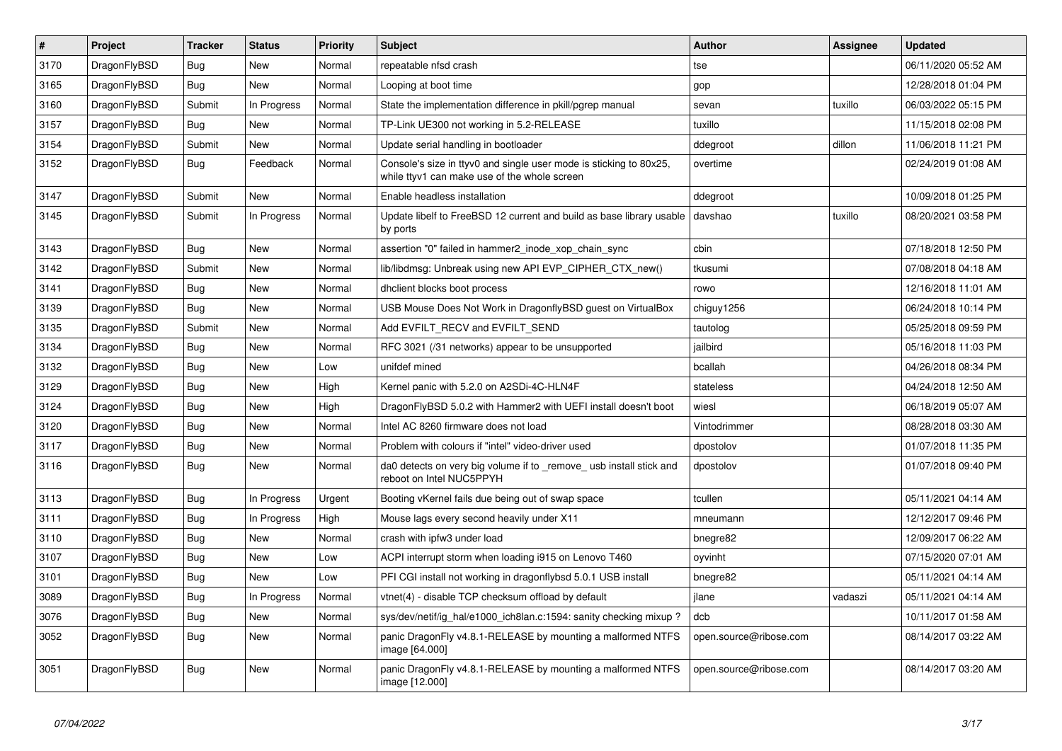| # | Project | Tracker | Status | Priority | Subject | Author | Assignee | Updated |
|---|---|---|---|---|---|---|---|---|
| 3170 | DragonFlyBSD | Bug | New | Normal | repeatable nfsd crash | tse | | 06/11/2020 05:52 AM |
| 3165 | DragonFlyBSD | Bug | New | Normal | Looping at boot time | gop | | 12/28/2018 01:04 PM |
| 3160 | DragonFlyBSD | Submit | In Progress | Normal | State the implementation difference in pkill/pgrep manual | sevan | tuxillo | 06/03/2022 05:15 PM |
| 3157 | DragonFlyBSD | Bug | New | Normal | TP-Link UE300 not working in 5.2-RELEASE | tuxillo | | 11/15/2018 02:08 PM |
| 3154 | DragonFlyBSD | Submit | New | Normal | Update serial handling in bootloader | ddegroot | dillon | 11/06/2018 11:21 PM |
| 3152 | DragonFlyBSD | Bug | Feedback | Normal | Console's size in ttyv0 and single user mode is sticking to 80x25, while ttyv1 can make use of the whole screen | overtime | | 02/24/2019 01:08 AM |
| 3147 | DragonFlyBSD | Submit | New | Normal | Enable headless installation | ddegroot | | 10/09/2018 01:25 PM |
| 3145 | DragonFlyBSD | Submit | In Progress | Normal | Update libelf to FreeBSD 12 current and build as base library usable by ports | davshao | tuxillo | 08/20/2021 03:58 PM |
| 3143 | DragonFlyBSD | Bug | New | Normal | assertion "0" failed in hammer2_inode_xop_chain_sync | cbin | | 07/18/2018 12:50 PM |
| 3142 | DragonFlyBSD | Submit | New | Normal | lib/libdmsg: Unbreak using new API EVP_CIPHER_CTX_new() | tkusumi | | 07/08/2018 04:18 AM |
| 3141 | DragonFlyBSD | Bug | New | Normal | dhclient blocks boot process | rowo | | 12/16/2018 11:01 AM |
| 3139 | DragonFlyBSD | Bug | New | Normal | USB Mouse Does Not Work in DragonflyBSD guest on VirtualBox | chiguy1256 | | 06/24/2018 10:14 PM |
| 3135 | DragonFlyBSD | Submit | New | Normal | Add EVFILT_RECV and EVFILT_SEND | tautolog | | 05/25/2018 09:59 PM |
| 3134 | DragonFlyBSD | Bug | New | Normal | RFC 3021 (/31 networks) appear to be unsupported | jailbird | | 05/16/2018 11:03 PM |
| 3132 | DragonFlyBSD | Bug | New | Low | unifdef mined | bcallah | | 04/26/2018 08:34 PM |
| 3129 | DragonFlyBSD | Bug | New | High | Kernel panic with 5.2.0 on A2SDi-4C-HLN4F | stateless | | 04/24/2018 12:50 AM |
| 3124 | DragonFlyBSD | Bug | New | High | DragonFlyBSD 5.0.2 with Hammer2 with UEFI install doesn't boot | wiesl | | 06/18/2019 05:07 AM |
| 3120 | DragonFlyBSD | Bug | New | Normal | Intel AC 8260 firmware does not load | Vintodrimmer | | 08/28/2018 03:30 AM |
| 3117 | DragonFlyBSD | Bug | New | Normal | Problem with colours if "intel" video-driver used | dpostolov | | 01/07/2018 11:35 PM |
| 3116 | DragonFlyBSD | Bug | New | Normal | da0 detects on very big volume if to _remove_ usb install stick and reboot on Intel NUC5PPYH | dpostolov | | 01/07/2018 09:40 PM |
| 3113 | DragonFlyBSD | Bug | In Progress | Urgent | Booting vKernel fails due being out of swap space | tcullen | | 05/11/2021 04:14 AM |
| 3111 | DragonFlyBSD | Bug | In Progress | High | Mouse lags every second heavily under X11 | mneumann | | 12/12/2017 09:46 PM |
| 3110 | DragonFlyBSD | Bug | New | Normal | crash with ipfw3 under load | bnegre82 | | 12/09/2017 06:22 AM |
| 3107 | DragonFlyBSD | Bug | New | Low | ACPI interrupt storm when loading i915 on Lenovo T460 | oyvinht | | 07/15/2020 07:01 AM |
| 3101 | DragonFlyBSD | Bug | New | Low | PFI CGI install not working in dragonflybsd 5.0.1 USB install | bnegre82 | | 05/11/2021 04:14 AM |
| 3089 | DragonFlyBSD | Bug | In Progress | Normal | vtnet(4) - disable TCP checksum offload by default | jlane | vadaszi | 05/11/2021 04:14 AM |
| 3076 | DragonFlyBSD | Bug | New | Normal | sys/dev/netif/ig_hal/e1000_ich8lan.c:1594: sanity checking mixup ? | dcb | | 10/11/2017 01:58 AM |
| 3052 | DragonFlyBSD | Bug | New | Normal | panic DragonFly v4.8.1-RELEASE by mounting a malformed NTFS image [64.000] | open.source@ribose.com | | 08/14/2017 03:22 AM |
| 3051 | DragonFlyBSD | Bug | New | Normal | panic DragonFly v4.8.1-RELEASE by mounting a malformed NTFS image [12.000] | open.source@ribose.com | | 08/14/2017 03:20 AM |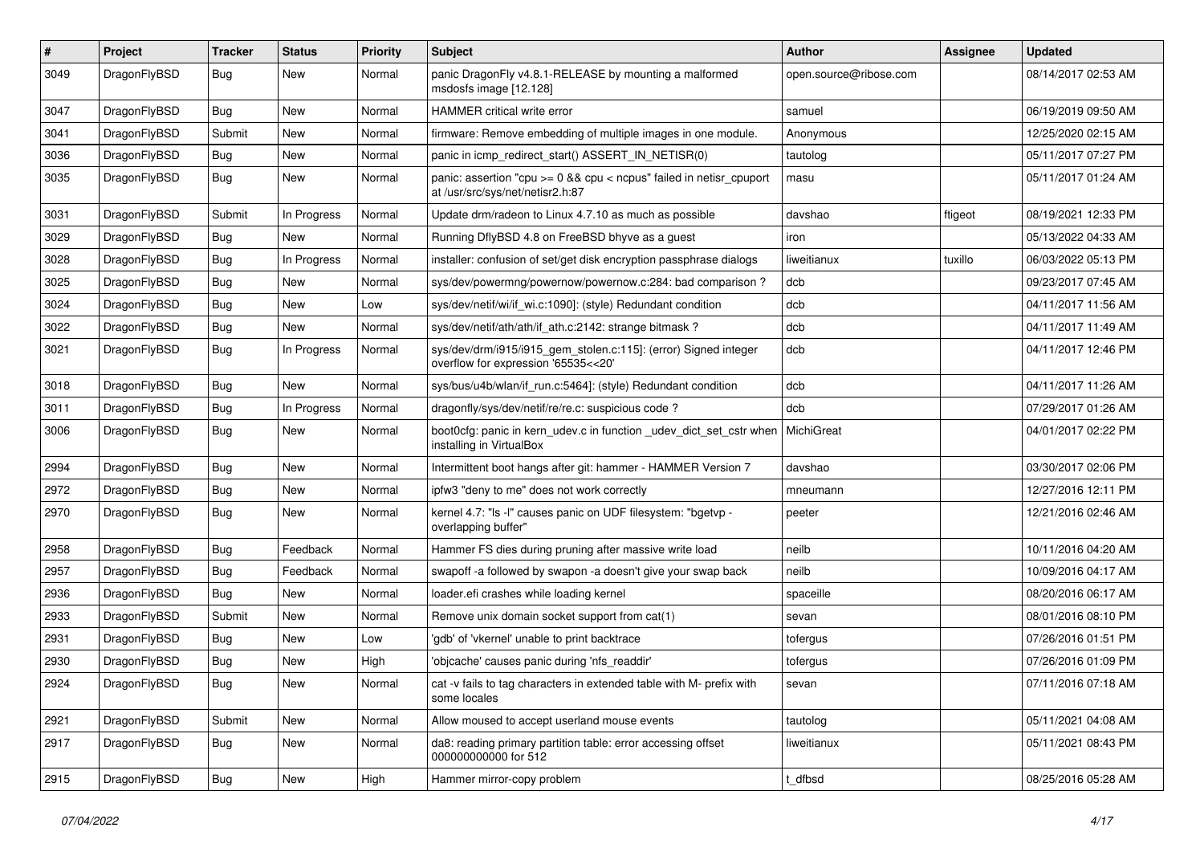| # | Project | Tracker | Status | Priority | Subject | Author | Assignee | Updated |
|---|---|---|---|---|---|---|---|---|
| 3049 | DragonFlyBSD | Bug | New | Normal | panic DragonFly v4.8.1-RELEASE by mounting a malformed msdosfs image [12.128] | open.source@ribose.com | | 08/14/2017 02:53 AM |
| 3047 | DragonFlyBSD | Bug | New | Normal | HAMMER critical write error | samuel | | 06/19/2019 09:50 AM |
| 3041 | DragonFlyBSD | Submit | New | Normal | firmware: Remove embedding of multiple images in one module. | Anonymous | | 12/25/2020 02:15 AM |
| 3036 | DragonFlyBSD | Bug | New | Normal | panic in icmp_redirect_start() ASSERT_IN_NETISR(0) | tautolog | | 05/11/2017 07:27 PM |
| 3035 | DragonFlyBSD | Bug | New | Normal | panic: assertion "cpu >= 0 && cpu < ncpus" failed in netisr_cpuport at /usr/src/sys/net/netisr2.h:87 | masu | | 05/11/2017 01:24 AM |
| 3031 | DragonFlyBSD | Submit | In Progress | Normal | Update drm/radeon to Linux 4.7.10 as much as possible | davshao | ftigeot | 08/19/2021 12:33 PM |
| 3029 | DragonFlyBSD | Bug | New | Normal | Running DflyBSD 4.8 on FreeBSD bhyve as a guest | iron | | 05/13/2022 04:33 AM |
| 3028 | DragonFlyBSD | Bug | In Progress | Normal | installer: confusion of set/get disk encryption passphrase dialogs | liweitianux | tuxillo | 06/03/2022 05:13 PM |
| 3025 | DragonFlyBSD | Bug | New | Normal | sys/dev/powermng/powernow/powernow.c:284: bad comparison ? | dcb | | 09/23/2017 07:45 AM |
| 3024 | DragonFlyBSD | Bug | New | Low | sys/dev/netif/wi/if_wi.c:1090]: (style) Redundant condition | dcb | | 04/11/2017 11:56 AM |
| 3022 | DragonFlyBSD | Bug | New | Normal | sys/dev/netif/ath/ath/if_ath.c:2142: strange bitmask ? | dcb | | 04/11/2017 11:49 AM |
| 3021 | DragonFlyBSD | Bug | In Progress | Normal | sys/dev/drm/i915/i915_gem_stolen.c:115]: (error) Signed integer overflow for expression '65535<<20' | dcb | | 04/11/2017 12:46 PM |
| 3018 | DragonFlyBSD | Bug | New | Normal | sys/bus/u4b/wlan/if_run.c:5464]: (style) Redundant condition | dcb | | 04/11/2017 11:26 AM |
| 3011 | DragonFlyBSD | Bug | In Progress | Normal | dragonfly/sys/dev/netif/re/re.c: suspicious code ? | dcb | | 07/29/2017 01:26 AM |
| 3006 | DragonFlyBSD | Bug | New | Normal | boot0cfg: panic in kern_udev.c in function _udev_dict_set_cstr when installing in VirtualBox | MichiGreat | | 04/01/2017 02:22 PM |
| 2994 | DragonFlyBSD | Bug | New | Normal | Intermittent boot hangs after git: hammer - HAMMER Version 7 | davshao | | 03/30/2017 02:06 PM |
| 2972 | DragonFlyBSD | Bug | New | Normal | ipfw3 "deny to me" does not work correctly | mneumann | | 12/27/2016 12:11 PM |
| 2970 | DragonFlyBSD | Bug | New | Normal | kernel 4.7: "ls -l" causes panic on UDF filesystem: "bgetvp - overlapping buffer" | peeter | | 12/21/2016 02:46 AM |
| 2958 | DragonFlyBSD | Bug | Feedback | Normal | Hammer FS dies during pruning after massive write load | neilb | | 10/11/2016 04:20 AM |
| 2957 | DragonFlyBSD | Bug | Feedback | Normal | swapoff -a followed by swapon -a doesn't give your swap back | neilb | | 10/09/2016 04:17 AM |
| 2936 | DragonFlyBSD | Bug | New | Normal | loader.efi crashes while loading kernel | spaceille | | 08/20/2016 06:17 AM |
| 2933 | DragonFlyBSD | Submit | New | Normal | Remove unix domain socket support from cat(1) | sevan | | 08/01/2016 08:10 PM |
| 2931 | DragonFlyBSD | Bug | New | Low | 'gdb' of 'vkernel' unable to print backtrace | tofergus | | 07/26/2016 01:51 PM |
| 2930 | DragonFlyBSD | Bug | New | High | 'objcache' causes panic during 'nfs_readdir' | tofergus | | 07/26/2016 01:09 PM |
| 2924 | DragonFlyBSD | Bug | New | Normal | cat -v fails to tag characters in extended table with M- prefix with some locales | sevan | | 07/11/2016 07:18 AM |
| 2921 | DragonFlyBSD | Submit | New | Normal | Allow moused to accept userland mouse events | tautolog | | 05/11/2021 04:08 AM |
| 2917 | DragonFlyBSD | Bug | New | Normal | da8: reading primary partition table: error accessing offset 000000000000 for 512 | liweitianux | | 05/11/2021 08:43 PM |
| 2915 | DragonFlyBSD | Bug | New | High | Hammer mirror-copy problem | t_dfbsd | | 08/25/2016 05:28 AM |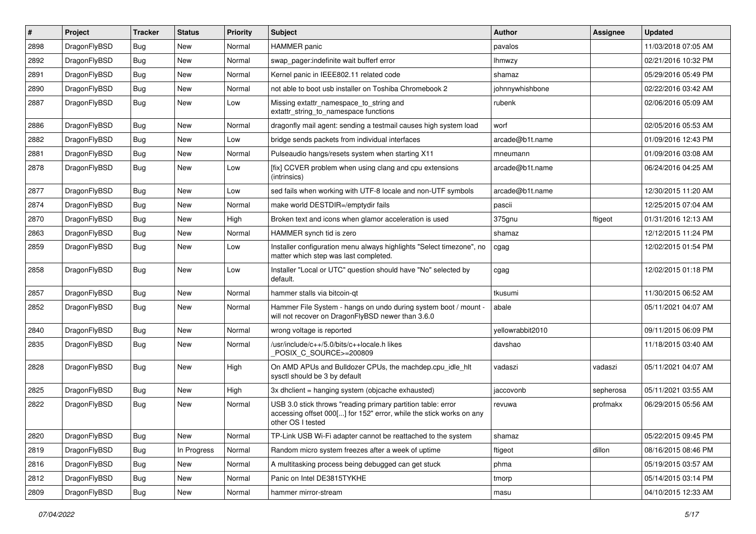| # | Project | Tracker | Status | Priority | Subject | Author | Assignee | Updated |
|---|---|---|---|---|---|---|---|---|
| 2898 | DragonFlyBSD | Bug | New | Normal | HAMMER panic | pavalos | | 11/03/2018 07:05 AM |
| 2892 | DragonFlyBSD | Bug | New | Normal | swap_pager:indefinite wait bufferf error | lhmwzy | | 02/21/2016 10:32 PM |
| 2891 | DragonFlyBSD | Bug | New | Normal | Kernel panic in IEEE802.11 related code | shamaz | | 05/29/2016 05:49 PM |
| 2890 | DragonFlyBSD | Bug | New | Normal | not able to boot usb installer on Toshiba Chromebook 2 | johnnywhishbone | | 02/22/2016 03:42 AM |
| 2887 | DragonFlyBSD | Bug | New | Low | Missing extattr_namespace_to_string and extattr_string_to_namespace functions | rubenk | | 02/06/2016 05:09 AM |
| 2886 | DragonFlyBSD | Bug | New | Normal | dragonfly mail agent: sending a testmail causes high system load | worf | | 02/05/2016 05:53 AM |
| 2882 | DragonFlyBSD | Bug | New | Low | bridge sends packets from individual interfaces | arcade@b1t.name | | 01/09/2016 12:43 PM |
| 2881 | DragonFlyBSD | Bug | New | Normal | Pulseaudio hangs/resets system when starting X11 | mneumann | | 01/09/2016 03:08 AM |
| 2878 | DragonFlyBSD | Bug | New | Low | [fix] CCVER problem when using clang and cpu extensions (intrinsics) | arcade@b1t.name | | 06/24/2016 04:25 AM |
| 2877 | DragonFlyBSD | Bug | New | Low | sed fails when working with UTF-8 locale and non-UTF symbols | arcade@b1t.name | | 12/30/2015 11:20 AM |
| 2874 | DragonFlyBSD | Bug | New | Normal | make world DESTDIR=/emptydir fails | pascii | | 12/25/2015 07:04 AM |
| 2870 | DragonFlyBSD | Bug | New | High | Broken text and icons when glamor acceleration is used | 375gnu | ftigeot | 01/31/2016 12:13 AM |
| 2863 | DragonFlyBSD | Bug | New | Normal | HAMMER synch tid is zero | shamaz | | 12/12/2015 11:24 PM |
| 2859 | DragonFlyBSD | Bug | New | Low | Installer configuration menu always highlights "Select timezone", no matter which step was last completed. | cgag | | 12/02/2015 01:54 PM |
| 2858 | DragonFlyBSD | Bug | New | Low | Installer "Local or UTC" question should have "No" selected by default. | cgag | | 12/02/2015 01:18 PM |
| 2857 | DragonFlyBSD | Bug | New | Normal | hammer stalls via bitcoin-qt | tkusumi | | 11/30/2015 06:52 AM |
| 2852 | DragonFlyBSD | Bug | New | Normal | Hammer File System - hangs on undo during system boot / mount - will not recover on DragonFlyBSD newer than 3.6.0 | abale | | 05/11/2021 04:07 AM |
| 2840 | DragonFlyBSD | Bug | New | Normal | wrong voltage is reported | yellowrabbit2010 | | 09/11/2015 06:09 PM |
| 2835 | DragonFlyBSD | Bug | New | Normal | /usr/include/c++/5.0/bits/c++locale.h likes _POSIX_C_SOURCE>=200809 | davshao | | 11/18/2015 03:40 AM |
| 2828 | DragonFlyBSD | Bug | New | High | On AMD APUs and Bulldozer CPUs, the machdep.cpu_idle_hlt sysctl should be 3 by default | vadaszi | vadaszi | 05/11/2021 04:07 AM |
| 2825 | DragonFlyBSD | Bug | New | High | 3x dhclient = hanging system (objcache exhausted) | jaccovonb | sepherosa | 05/11/2021 03:55 AM |
| 2822 | DragonFlyBSD | Bug | New | Normal | USB 3.0 stick throws "reading primary partition table: error accessing offset 000[...] for 152" error, while the stick works on any other OS I tested | revuwa | profmakx | 06/29/2015 05:56 AM |
| 2820 | DragonFlyBSD | Bug | New | Normal | TP-Link USB Wi-Fi adapter cannot be reattached to the system | shamaz | | 05/22/2015 09:45 PM |
| 2819 | DragonFlyBSD | Bug | In Progress | Normal | Random micro system freezes after a week of uptime | ftigeot | dillon | 08/16/2015 08:46 PM |
| 2816 | DragonFlyBSD | Bug | New | Normal | A multitasking process being debugged can get stuck | phma | | 05/19/2015 03:57 AM |
| 2812 | DragonFlyBSD | Bug | New | Normal | Panic on Intel DE3815TYKHE | tmorp | | 05/14/2015 03:14 PM |
| 2809 | DragonFlyBSD | Bug | New | Normal | hammer mirror-stream | masu | | 04/10/2015 12:33 AM |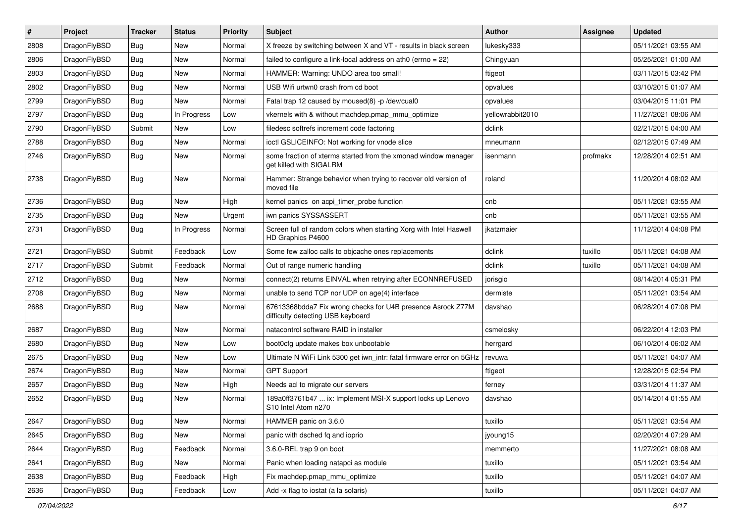| # | Project | Tracker | Status | Priority | Subject | Author | Assignee | Updated |
|---|---|---|---|---|---|---|---|---|
| 2808 | DragonFlyBSD | Bug | New | Normal | X freeze by switching between X and VT - results in black screen | lukesky333 | | 05/11/2021 03:55 AM |
| 2806 | DragonFlyBSD | Bug | New | Normal | failed to configure a link-local address on ath0 (errno = 22) | Chingyuan | | 05/25/2021 01:00 AM |
| 2803 | DragonFlyBSD | Bug | New | Normal | HAMMER: Warning: UNDO area too small! | ftigeot | | 03/11/2015 03:42 PM |
| 2802 | DragonFlyBSD | Bug | New | Normal | USB Wifi urtwn0 crash from cd boot | opvalues | | 03/10/2015 01:07 AM |
| 2799 | DragonFlyBSD | Bug | New | Normal | Fatal trap 12 caused by moused(8) -p /dev/cual0 | opvalues | | 03/04/2015 11:01 PM |
| 2797 | DragonFlyBSD | Bug | In Progress | Low | vkernels with & without machdep.pmap_mmu_optimize | yellowrabbit2010 | | 11/27/2021 08:06 AM |
| 2790 | DragonFlyBSD | Submit | New | Low | filedesc softrefs increment code factoring | dclink | | 02/21/2015 04:00 AM |
| 2788 | DragonFlyBSD | Bug | New | Normal | ioctl GSLICEINFO: Not working for vnode slice | mneumann | | 02/12/2015 07:49 AM |
| 2746 | DragonFlyBSD | Bug | New | Normal | some fraction of xterms started from the xmonad window manager get killed with SIGALRM | isenmann | profmakx | 12/28/2014 02:51 AM |
| 2738 | DragonFlyBSD | Bug | New | Normal | Hammer: Strange behavior when trying to recover old version of moved file | roland | | 11/20/2014 08:02 AM |
| 2736 | DragonFlyBSD | Bug | New | High | kernel panics on acpi_timer_probe function | cnb | | 05/11/2021 03:55 AM |
| 2735 | DragonFlyBSD | Bug | New | Urgent | iwn panics SYSSASSERT | cnb | | 05/11/2021 03:55 AM |
| 2731 | DragonFlyBSD | Bug | In Progress | Normal | Screen full of random colors when starting Xorg with Intel Haswell HD Graphics P4600 | jkatzmaier | | 11/12/2014 04:08 PM |
| 2721 | DragonFlyBSD | Submit | Feedback | Low | Some few zalloc calls to objcache ones replacements | dclink | tuxillo | 05/11/2021 04:08 AM |
| 2717 | DragonFlyBSD | Submit | Feedback | Normal | Out of range numeric handling | dclink | tuxillo | 05/11/2021 04:08 AM |
| 2712 | DragonFlyBSD | Bug | New | Normal | connect(2) returns EINVAL when retrying after ECONNREFUSED | jorisgio | | 08/14/2014 05:31 PM |
| 2708 | DragonFlyBSD | Bug | New | Normal | unable to send TCP nor UDP on age(4) interface | dermiste | | 05/11/2021 03:54 AM |
| 2688 | DragonFlyBSD | Bug | New | Normal | 67613368bdda7 Fix wrong checks for U4B presence Asrock Z77M difficulty detecting USB keyboard | davshao | | 06/28/2014 07:08 PM |
| 2687 | DragonFlyBSD | Bug | New | Normal | natacontrol software RAID in installer | csmelosky | | 06/22/2014 12:03 PM |
| 2680 | DragonFlyBSD | Bug | New | Low | boot0cfg update makes box unbootable | herrgard | | 06/10/2014 06:02 AM |
| 2675 | DragonFlyBSD | Bug | New | Low | Ultimate N WiFi Link 5300 get iwn_intr: fatal firmware error on 5GHz | revuwa | | 05/11/2021 04:07 AM |
| 2674 | DragonFlyBSD | Bug | New | Normal | GPT Support | ftigeot | | 12/28/2015 02:54 PM |
| 2657 | DragonFlyBSD | Bug | New | High | Needs acl to migrate our servers | ferney | | 03/31/2014 11:37 AM |
| 2652 | DragonFlyBSD | Bug | New | Normal | 189a0ff3761b47 ... ix: Implement MSI-X support locks up Lenovo S10 Intel Atom n270 | davshao | | 05/14/2014 01:55 AM |
| 2647 | DragonFlyBSD | Bug | New | Normal | HAMMER panic on 3.6.0 | tuxillo | | 05/11/2021 03:54 AM |
| 2645 | DragonFlyBSD | Bug | New | Normal | panic with dsched fq and ioprio | jyoung15 | | 02/20/2014 07:29 AM |
| 2644 | DragonFlyBSD | Bug | Feedback | Normal | 3.6.0-REL trap 9 on boot | memmerto | | 11/27/2021 08:08 AM |
| 2641 | DragonFlyBSD | Bug | New | Normal | Panic when loading natapci as module | tuxillo | | 05/11/2021 03:54 AM |
| 2638 | DragonFlyBSD | Bug | Feedback | High | Fix machdep.pmap_mmu_optimize | tuxillo | | 05/11/2021 04:07 AM |
| 2636 | DragonFlyBSD | Bug | Feedback | Low | Add -x flag to iostat (a la solaris) | tuxillo | | 05/11/2021 04:07 AM |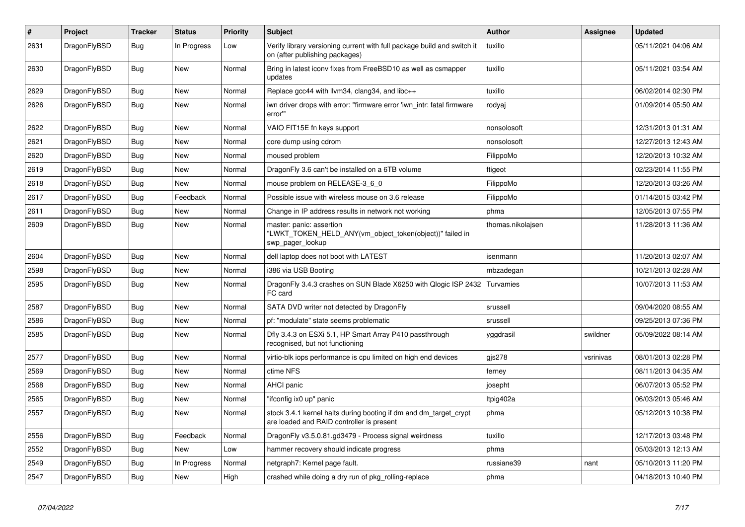| # | Project | Tracker | Status | Priority | Subject | Author | Assignee | Updated |
|---|---|---|---|---|---|---|---|---|
| 2631 | DragonFlyBSD | Bug | In Progress | Low | Verify library versioning current with full package build and switch it on (after publishing packages) | tuxillo | | 05/11/2021 04:06 AM |
| 2630 | DragonFlyBSD | Bug | New | Normal | Bring in latest iconv fixes from FreeBSD10 as well as csmapper updates | tuxillo | | 05/11/2021 03:54 AM |
| 2629 | DragonFlyBSD | Bug | New | Normal | Replace gcc44 with llvm34, clang34, and libc++ | tuxillo | | 06/02/2014 02:30 PM |
| 2626 | DragonFlyBSD | Bug | New | Normal | iwn driver drops with error: "firmware error 'iwn_intr: fatal firmware error'" | rodyaj | | 01/09/2014 05:50 AM |
| 2622 | DragonFlyBSD | Bug | New | Normal | VAIO FIT15E fn keys support | nonsolosoft | | 12/31/2013 01:31 AM |
| 2621 | DragonFlyBSD | Bug | New | Normal | core dump using cdrom | nonsolosoft | | 12/27/2013 12:43 AM |
| 2620 | DragonFlyBSD | Bug | New | Normal | moused problem | FilippoMo | | 12/20/2013 10:32 AM |
| 2619 | DragonFlyBSD | Bug | New | Normal | DragonFly 3.6 can't be installed on a 6TB volume | ftigeot | | 02/23/2014 11:55 PM |
| 2618 | DragonFlyBSD | Bug | New | Normal | mouse problem on RELEASE-3_6_0 | FilippoMo | | 12/20/2013 03:26 AM |
| 2617 | DragonFlyBSD | Bug | Feedback | Normal | Possible issue with wireless mouse on 3.6 release | FilippoMo | | 01/14/2015 03:42 PM |
| 2611 | DragonFlyBSD | Bug | New | Normal | Change in IP address results in network not working | phma | | 12/05/2013 07:55 PM |
| 2609 | DragonFlyBSD | Bug | New | Normal | master: panic: assertion "LWKT_TOKEN_HELD_ANY(vm_object_token(object))" failed in swp_pager_lookup | thomas.nikolajsen | | 11/28/2013 11:36 AM |
| 2604 | DragonFlyBSD | Bug | New | Normal | dell laptop does not boot with LATEST | isenmann | | 11/20/2013 02:07 AM |
| 2598 | DragonFlyBSD | Bug | New | Normal | i386 via USB Booting | mbzadegan | | 10/21/2013 02:28 AM |
| 2595 | DragonFlyBSD | Bug | New | Normal | DragonFly 3.4.3 crashes on SUN Blade X6250 with Qlogic ISP 2432 FC card | Turvamies | | 10/07/2013 11:53 AM |
| 2587 | DragonFlyBSD | Bug | New | Normal | SATA DVD writer not detected by DragonFly | srussell | | 09/04/2020 08:55 AM |
| 2586 | DragonFlyBSD | Bug | New | Normal | pf: "modulate" state seems problematic | srussell | | 09/25/2013 07:36 PM |
| 2585 | DragonFlyBSD | Bug | New | Normal | Dfly 3.4.3 on ESXi 5.1, HP Smart Array P410 passthrough recognised, but not functioning | yggdrasil | swildner | 05/09/2022 08:14 AM |
| 2577 | DragonFlyBSD | Bug | New | Normal | virtio-blk iops performance is cpu limited on high end devices | gjs278 | vsrinivas | 08/01/2013 02:28 PM |
| 2569 | DragonFlyBSD | Bug | New | Normal | ctime NFS | ferney | | 08/11/2013 04:35 AM |
| 2568 | DragonFlyBSD | Bug | New | Normal | AHCI panic | josepht | | 06/07/2013 05:52 PM |
| 2565 | DragonFlyBSD | Bug | New | Normal | "ifconfig ix0 up" panic | ltpig402a | | 06/03/2013 05:46 AM |
| 2557 | DragonFlyBSD | Bug | New | Normal | stock 3.4.1 kernel halts during booting if dm and dm_target_crypt are loaded and RAID controller is present | phma | | 05/12/2013 10:38 PM |
| 2556 | DragonFlyBSD | Bug | Feedback | Normal | DragonFly v3.5.0.81.gd3479 - Process signal weirdness | tuxillo | | 12/17/2013 03:48 PM |
| 2552 | DragonFlyBSD | Bug | New | Low | hammer recovery should indicate progress | phma | | 05/03/2013 12:13 AM |
| 2549 | DragonFlyBSD | Bug | In Progress | Normal | netgraph7: Kernel page fault. | russiane39 | nant | 05/10/2013 11:20 PM |
| 2547 | DragonFlyBSD | Bug | New | High | crashed while doing a dry run of pkg_rolling-replace | phma | | 04/18/2013 10:40 PM |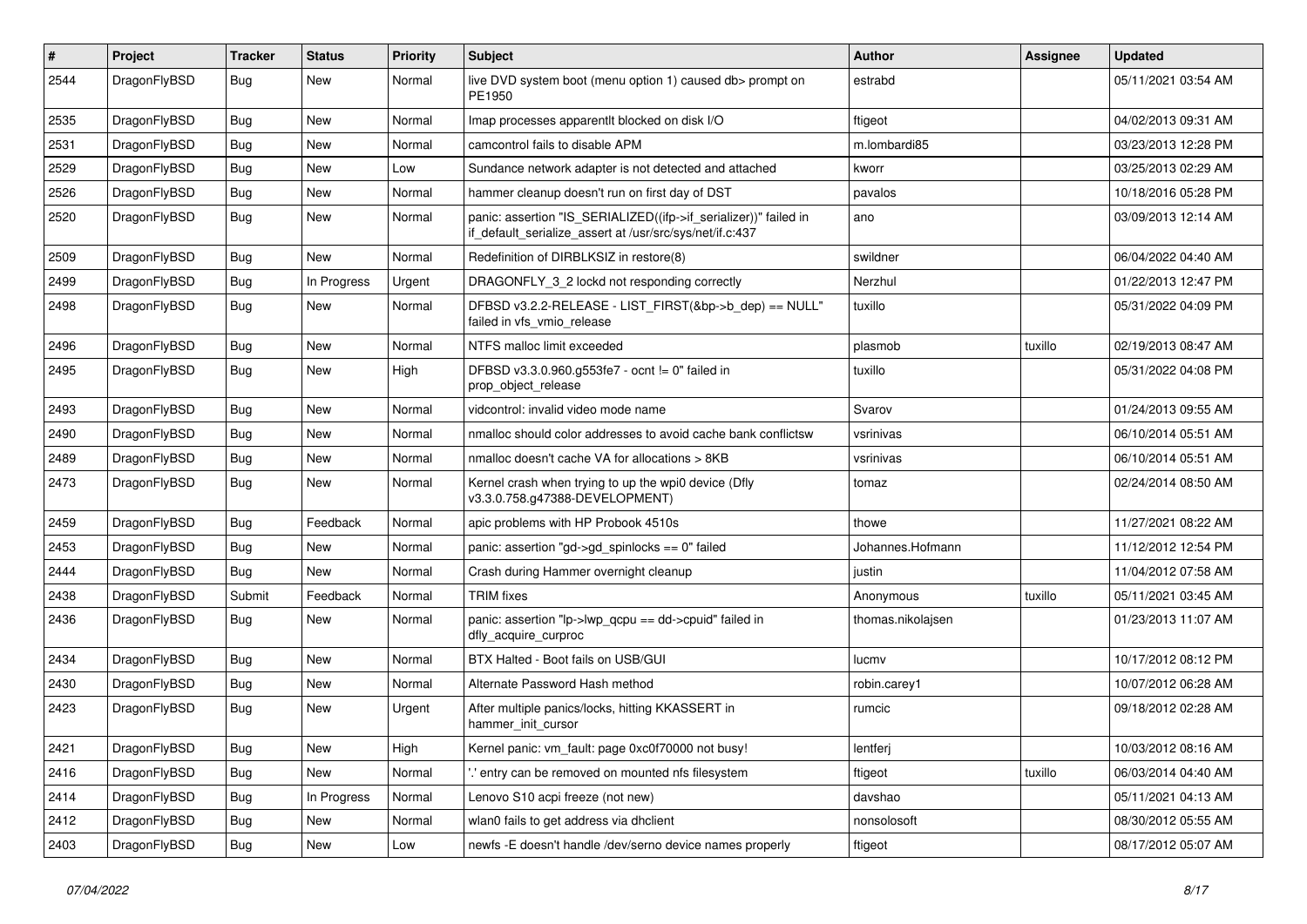| # | Project | Tracker | Status | Priority | Subject | Author | Assignee | Updated |
|---|---|---|---|---|---|---|---|---|
| 2544 | DragonFlyBSD | Bug | New | Normal | live DVD system boot (menu option 1) caused db> prompt on PE1950 | estrabd | | 05/11/2021 03:54 AM |
| 2535 | DragonFlyBSD | Bug | New | Normal | Imap processes apparentlt blocked on disk I/O | ftigeot | | 04/02/2013 09:31 AM |
| 2531 | DragonFlyBSD | Bug | New | Normal | camcontrol fails to disable APM | m.lombardi85 | | 03/23/2013 12:28 PM |
| 2529 | DragonFlyBSD | Bug | New | Low | Sundance network adapter is not detected and attached | kworr | | 03/25/2013 02:29 AM |
| 2526 | DragonFlyBSD | Bug | New | Normal | hammer cleanup doesn't run on first day of DST | pavalos | | 10/18/2016 05:28 PM |
| 2520 | DragonFlyBSD | Bug | New | Normal | panic: assertion "IS_SERIALIZED((ifp->if_serializer))" failed in if_default_serialize_assert at /usr/src/sys/net/if.c:437 | ano | | 03/09/2013 12:14 AM |
| 2509 | DragonFlyBSD | Bug | New | Normal | Redefinition of DIRBLKSIZ in restore(8) | swildner | | 06/04/2022 04:40 AM |
| 2499 | DragonFlyBSD | Bug | In Progress | Urgent | DRAGONFLY_3_2 lockd not responding correctly | Nerzhul | | 01/22/2013 12:47 PM |
| 2498 | DragonFlyBSD | Bug | New | Normal | DFBSD v3.2.2-RELEASE - LIST_FIRST(&bp->b_dep) == NULL" failed in vfs_vmio_release | tuxillo | | 05/31/2022 04:09 PM |
| 2496 | DragonFlyBSD | Bug | New | Normal | NTFS malloc limit exceeded | plasmob | tuxillo | 02/19/2013 08:47 AM |
| 2495 | DragonFlyBSD | Bug | New | High | DFBSD v3.3.0.960.g553fe7 - ocnt != 0" failed in prop_object_release | tuxillo | | 05/31/2022 04:08 PM |
| 2493 | DragonFlyBSD | Bug | New | Normal | vidcontrol: invalid video mode name | Svarov | | 01/24/2013 09:55 AM |
| 2490 | DragonFlyBSD | Bug | New | Normal | nmalloc should color addresses to avoid cache bank conflictsw | vsrinivas | | 06/10/2014 05:51 AM |
| 2489 | DragonFlyBSD | Bug | New | Normal | nmalloc doesn't cache VA for allocations > 8KB | vsrinivas | | 06/10/2014 05:51 AM |
| 2473 | DragonFlyBSD | Bug | New | Normal | Kernel crash when trying to up the wpi0 device (Dfly v3.3.0.758.g47388-DEVELOPMENT) | tomaz | | 02/24/2014 08:50 AM |
| 2459 | DragonFlyBSD | Bug | Feedback | Normal | apic problems with HP Probook 4510s | thowe | | 11/27/2021 08:22 AM |
| 2453 | DragonFlyBSD | Bug | New | Normal | panic: assertion "gd->gd_spinlocks == 0" failed | Johannes.Hofmann | | 11/12/2012 12:54 PM |
| 2444 | DragonFlyBSD | Bug | New | Normal | Crash during Hammer overnight cleanup | justin | | 11/04/2012 07:58 AM |
| 2438 | DragonFlyBSD | Submit | Feedback | Normal | TRIM fixes | Anonymous | tuxillo | 05/11/2021 03:45 AM |
| 2436 | DragonFlyBSD | Bug | New | Normal | panic: assertion "lp->lwp_qcpu == dd->cpuid" failed in dfly_acquire_curproc | thomas.nikolajsen | | 01/23/2013 11:07 AM |
| 2434 | DragonFlyBSD | Bug | New | Normal | BTX Halted - Boot fails on USB/GUI | lucmv | | 10/17/2012 08:12 PM |
| 2430 | DragonFlyBSD | Bug | New | Normal | Alternate Password Hash method | robin.carey1 | | 10/07/2012 06:28 AM |
| 2423 | DragonFlyBSD | Bug | New | Urgent | After multiple panics/locks, hitting KKASSERT in hammer_init_cursor | rumcic | | 09/18/2012 02:28 AM |
| 2421 | DragonFlyBSD | Bug | New | High | Kernel panic: vm_fault: page 0xc0f70000 not busy! | lentferj | | 10/03/2012 08:16 AM |
| 2416 | DragonFlyBSD | Bug | New | Normal | '.' entry can be removed on mounted nfs filesystem | ftigeot | tuxillo | 06/03/2014 04:40 AM |
| 2414 | DragonFlyBSD | Bug | In Progress | Normal | Lenovo S10 acpi freeze (not new) | davshao | | 05/11/2021 04:13 AM |
| 2412 | DragonFlyBSD | Bug | New | Normal | wlan0 fails to get address via dhclient | nonsolosoft | | 08/30/2012 05:55 AM |
| 2403 | DragonFlyBSD | Bug | New | Low | newfs -E doesn't handle /dev/serno device names properly | ftigeot | | 08/17/2012 05:07 AM |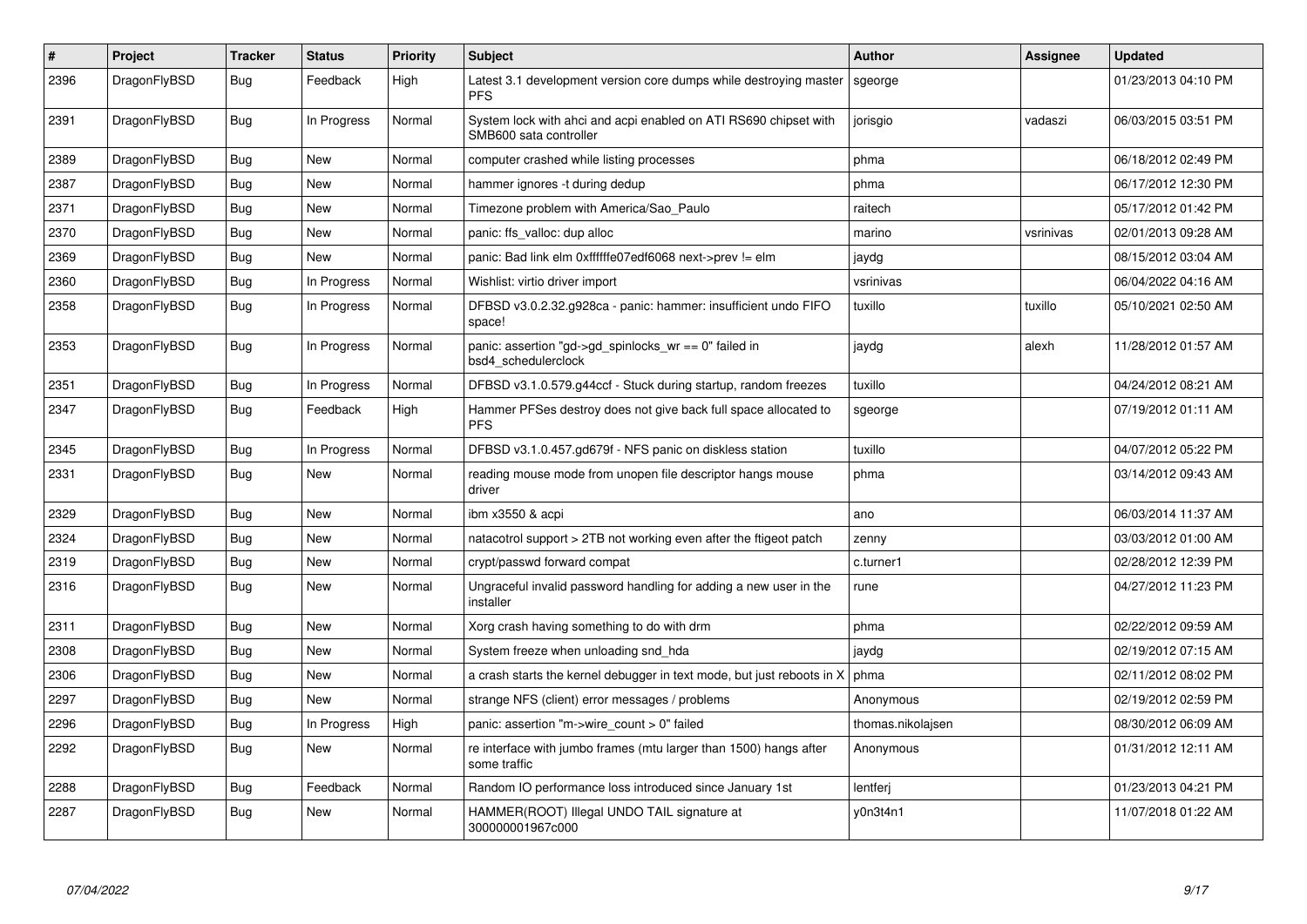| # | Project | Tracker | Status | Priority | Subject | Author | Assignee | Updated |
|---|---|---|---|---|---|---|---|---|
| 2396 | DragonFlyBSD | Bug | Feedback | High | Latest 3.1 development version core dumps while destroying master PFS | sgeorge | | 01/23/2013 04:10 PM |
| 2391 | DragonFlyBSD | Bug | In Progress | Normal | System lock with ahci and acpi enabled on ATI RS690 chipset with SMB600 sata controller | jorisgio | vadaszi | 06/03/2015 03:51 PM |
| 2389 | DragonFlyBSD | Bug | New | Normal | computer crashed while listing processes | phma | | 06/18/2012 02:49 PM |
| 2387 | DragonFlyBSD | Bug | New | Normal | hammer ignores -t during dedup | phma | | 06/17/2012 12:30 PM |
| 2371 | DragonFlyBSD | Bug | New | Normal | Timezone problem with America/Sao_Paulo | raitech | | 05/17/2012 01:42 PM |
| 2370 | DragonFlyBSD | Bug | New | Normal | panic: ffs_valloc: dup alloc | marino | vsrinivas | 02/01/2013 09:28 AM |
| 2369 | DragonFlyBSD | Bug | New | Normal | panic: Bad link elm 0xffffffe07edf6068 next->prev != elm | jaydg | | 08/15/2012 03:04 AM |
| 2360 | DragonFlyBSD | Bug | In Progress | Normal | Wishlist: virtio driver import | vsrinivas | | 06/04/2022 04:16 AM |
| 2358 | DragonFlyBSD | Bug | In Progress | Normal | DFBSD v3.0.2.32.g928ca - panic: hammer: insufficient undo FIFO space! | tuxillo | tuxillo | 05/10/2021 02:50 AM |
| 2353 | DragonFlyBSD | Bug | In Progress | Normal | panic: assertion "gd->gd_spinlocks_wr == 0" failed in bsd4_schedulerclock | jaydg | alexh | 11/28/2012 01:57 AM |
| 2351 | DragonFlyBSD | Bug | In Progress | Normal | DFBSD v3.1.0.579.g44ccf - Stuck during startup, random freezes | tuxillo | | 04/24/2012 08:21 AM |
| 2347 | DragonFlyBSD | Bug | Feedback | High | Hammer PFSes destroy does not give back full space allocated to PFS | sgeorge | | 07/19/2012 01:11 AM |
| 2345 | DragonFlyBSD | Bug | In Progress | Normal | DFBSD v3.1.0.457.gd679f - NFS panic on diskless station | tuxillo | | 04/07/2012 05:22 PM |
| 2331 | DragonFlyBSD | Bug | New | Normal | reading mouse mode from unopen file descriptor hangs mouse driver | phma | | 03/14/2012 09:43 AM |
| 2329 | DragonFlyBSD | Bug | New | Normal | ibm x3550 & acpi | ano | | 06/03/2014 11:37 AM |
| 2324 | DragonFlyBSD | Bug | New | Normal | natacotrol support > 2TB not working even after the ftigeot patch | zenny | | 03/03/2012 01:00 AM |
| 2319 | DragonFlyBSD | Bug | New | Normal | crypt/passwd forward compat | c.turner1 | | 02/28/2012 12:39 PM |
| 2316 | DragonFlyBSD | Bug | New | Normal | Ungraceful invalid password handling for adding a new user in the installer | rune | | 04/27/2012 11:23 PM |
| 2311 | DragonFlyBSD | Bug | New | Normal | Xorg crash having something to do with drm | phma | | 02/22/2012 09:59 AM |
| 2308 | DragonFlyBSD | Bug | New | Normal | System freeze when unloading snd_hda | jaydg | | 02/19/2012 07:15 AM |
| 2306 | DragonFlyBSD | Bug | New | Normal | a crash starts the kernel debugger in text mode, but just reboots in X | phma | | 02/11/2012 08:02 PM |
| 2297 | DragonFlyBSD | Bug | New | Normal | strange NFS (client) error messages / problems | Anonymous | | 02/19/2012 02:59 PM |
| 2296 | DragonFlyBSD | Bug | In Progress | High | panic: assertion "m->wire_count > 0" failed | thomas.nikolajsen | | 08/30/2012 06:09 AM |
| 2292 | DragonFlyBSD | Bug | New | Normal | re interface with jumbo frames (mtu larger than 1500) hangs after some traffic | Anonymous | | 01/31/2012 12:11 AM |
| 2288 | DragonFlyBSD | Bug | Feedback | Normal | Random IO performance loss introduced since January 1st | lentferj | | 01/23/2013 04:21 PM |
| 2287 | DragonFlyBSD | Bug | New | Normal | HAMMER(ROOT) Illegal UNDO TAIL signature at 300000001967c000 | y0n3t4n1 | | 11/07/2018 01:22 AM |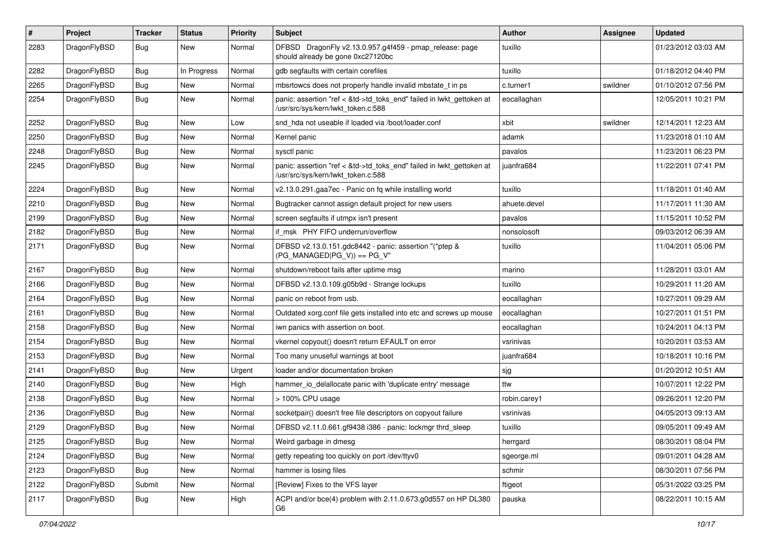| # | Project | Tracker | Status | Priority | Subject | Author | Assignee | Updated |
| --- | --- | --- | --- | --- | --- | --- | --- | --- |
| 2283 | DragonFlyBSD | Bug | New | Normal | DFBSD DragonFly v2.13.0.957.g4f459 - pmap_release: page should already be gone 0xc27120bc | tuxillo | | 01/23/2012 03:03 AM |
| 2282 | DragonFlyBSD | Bug | In Progress | Normal | gdb segfaults with certain corefiles | tuxillo | | 01/18/2012 04:40 PM |
| 2265 | DragonFlyBSD | Bug | New | Normal | mbsrtowcs does not properly handle invalid mbstate_t in ps | c.turner1 | swildner | 01/10/2012 07:56 PM |
| 2254 | DragonFlyBSD | Bug | New | Normal | panic: assertion "ref < &td->td_toks_end" failed in lwkt_gettoken at /usr/src/sys/kern/lwkt_token.c:588 | eocallaghan | | 12/05/2011 10:21 PM |
| 2252 | DragonFlyBSD | Bug | New | Low | snd_hda not useable if loaded via /boot/loader.conf | xbit | swildner | 12/14/2011 12:23 AM |
| 2250 | DragonFlyBSD | Bug | New | Normal | Kernel panic | adamk | | 11/23/2018 01:10 AM |
| 2248 | DragonFlyBSD | Bug | New | Normal | sysctl panic | pavalos | | 11/23/2011 06:23 PM |
| 2245 | DragonFlyBSD | Bug | New | Normal | panic: assertion "ref < &td->td_toks_end" failed in lwkt_gettoken at /usr/src/sys/kern/lwkt_token.c:588 | juanfra684 | | 11/22/2011 07:41 PM |
| 2224 | DragonFlyBSD | Bug | New | Normal | v2.13.0.291.gaa7ec - Panic on fq while installing world | tuxillo | | 11/18/2011 01:40 AM |
| 2210 | DragonFlyBSD | Bug | New | Normal | Bugtracker cannot assign default project for new users | ahuete.devel | | 11/17/2011 11:30 AM |
| 2199 | DragonFlyBSD | Bug | New | Normal | screen segfaults if utmpx isn't present | pavalos | | 11/15/2011 10:52 PM |
| 2182 | DragonFlyBSD | Bug | New | Normal | if_msk PHY FIFO underrun/overflow | nonsolosoft | | 09/03/2012 06:39 AM |
| 2171 | DragonFlyBSD | Bug | New | Normal | DFBSD v2.13.0.151.gdc8442 - panic: assertion "(*ptep & (PG_MANAGED\|PG_V)) == PG_V" | tuxillo | | 11/04/2011 05:06 PM |
| 2167 | DragonFlyBSD | Bug | New | Normal | shutdown/reboot fails after uptime msg | marino | | 11/28/2011 03:01 AM |
| 2166 | DragonFlyBSD | Bug | New | Normal | DFBSD v2.13.0.109.g05b9d - Strange lockups | tuxillo | | 10/29/2011 11:20 AM |
| 2164 | DragonFlyBSD | Bug | New | Normal | panic on reboot from usb. | eocallaghan | | 10/27/2011 09:29 AM |
| 2161 | DragonFlyBSD | Bug | New | Normal | Outdated xorg.conf file gets installed into etc and screws up mouse | eocallaghan | | 10/27/2011 01:51 PM |
| 2158 | DragonFlyBSD | Bug | New | Normal | iwn panics with assertion on boot. | eocallaghan | | 10/24/2011 04:13 PM |
| 2154 | DragonFlyBSD | Bug | New | Normal | vkernel copyout() doesn't return EFAULT on error | vsrinivas | | 10/20/2011 03:53 AM |
| 2153 | DragonFlyBSD | Bug | New | Normal | Too many unuseful warnings at boot | juanfra684 | | 10/18/2011 10:16 PM |
| 2141 | DragonFlyBSD | Bug | New | Urgent | loader and/or documentation broken | sjg | | 01/20/2012 10:51 AM |
| 2140 | DragonFlyBSD | Bug | New | High | hammer_io_delallocate panic with 'duplicate entry' message | ttw | | 10/07/2011 12:22 PM |
| 2138 | DragonFlyBSD | Bug | New | Normal | > 100% CPU usage | robin.carey1 | | 09/26/2011 12:20 PM |
| 2136 | DragonFlyBSD | Bug | New | Normal | socketpair() doesn't free file descriptors on copyout failure | vsrinivas | | 04/05/2013 09:13 AM |
| 2129 | DragonFlyBSD | Bug | New | Normal | DFBSD v2.11.0.661.gf9438 i386 - panic: lockmgr thrd_sleep | tuxillo | | 09/05/2011 09:49 AM |
| 2125 | DragonFlyBSD | Bug | New | Normal | Weird garbage in dmesg | herrgard | | 08/30/2011 08:04 PM |
| 2124 | DragonFlyBSD | Bug | New | Normal | getty repeating too quickly on port /dev/ttyv0 | sgeorge.ml | | 09/01/2011 04:28 AM |
| 2123 | DragonFlyBSD | Bug | New | Normal | hammer is losing files | schmir | | 08/30/2011 07:56 PM |
| 2122 | DragonFlyBSD | Submit | New | Normal | [Review] Fixes to the VFS layer | ftigeot | | 05/31/2022 03:25 PM |
| 2117 | DragonFlyBSD | Bug | New | High | ACPI and/or bce(4) problem with 2.11.0.673.g0d557 on HP DL380 G6 | pauska | | 08/22/2011 10:15 AM |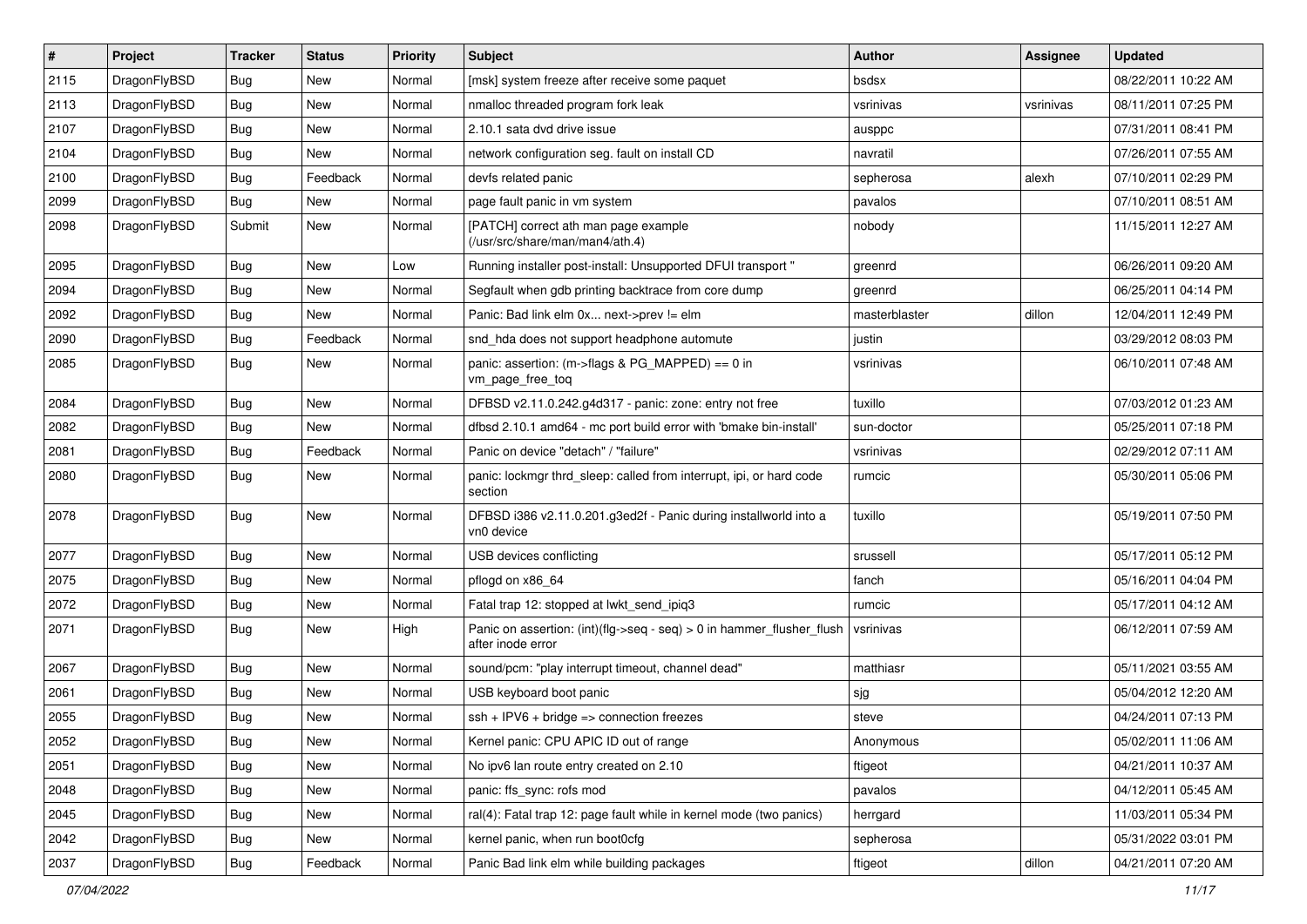| # | Project | Tracker | Status | Priority | Subject | Author | Assignee | Updated |
| --- | --- | --- | --- | --- | --- | --- | --- | --- |
| 2115 | DragonFlyBSD | Bug | New | Normal | [msk] system freeze after receive some paquet | bsdsx | | 08/22/2011 10:22 AM |
| 2113 | DragonFlyBSD | Bug | New | Normal | nmalloc threaded program fork leak | vsrinivas | vsrinivas | 08/11/2011 07:25 PM |
| 2107 | DragonFlyBSD | Bug | New | Normal | 2.10.1 sata dvd drive issue | ausppc | | 07/31/2011 08:41 PM |
| 2104 | DragonFlyBSD | Bug | New | Normal | network configuration seg. fault on install CD | navratil | | 07/26/2011 07:55 AM |
| 2100 | DragonFlyBSD | Bug | Feedback | Normal | devfs related panic | sepherosa | alexh | 07/10/2011 02:29 PM |
| 2099 | DragonFlyBSD | Bug | New | Normal | page fault panic in vm system | pavalos | | 07/10/2011 08:51 AM |
| 2098 | DragonFlyBSD | Submit | New | Normal | [PATCH] correct ath man page example (/usr/src/share/man/man4/ath.4) | nobody | | 11/15/2011 12:27 AM |
| 2095 | DragonFlyBSD | Bug | New | Low | Running installer post-install: Unsupported DFUI transport " | greenrd | | 06/26/2011 09:20 AM |
| 2094 | DragonFlyBSD | Bug | New | Normal | Segfault when gdb printing backtrace from core dump | greenrd | | 06/25/2011 04:14 PM |
| 2092 | DragonFlyBSD | Bug | New | Normal | Panic: Bad link elm 0x... next->prev != elm | masterblaster | dillon | 12/04/2011 12:49 PM |
| 2090 | DragonFlyBSD | Bug | Feedback | Normal | snd_hda does not support headphone automute | justin | | 03/29/2012 08:03 PM |
| 2085 | DragonFlyBSD | Bug | New | Normal | panic: assertion: (m->flags & PG_MAPPED) == 0 in vm_page_free_toq | vsrinivas | | 06/10/2011 07:48 AM |
| 2084 | DragonFlyBSD | Bug | New | Normal | DFBSD v2.11.0.242.g4d317 - panic: zone: entry not free | tuxillo | | 07/03/2012 01:23 AM |
| 2082 | DragonFlyBSD | Bug | New | Normal | dfbsd 2.10.1 amd64 - mc port build error with 'bmake bin-install' | sun-doctor | | 05/25/2011 07:18 PM |
| 2081 | DragonFlyBSD | Bug | Feedback | Normal | Panic on device "detach" / "failure" | vsrinivas | | 02/29/2012 07:11 AM |
| 2080 | DragonFlyBSD | Bug | New | Normal | panic: lockmgr thrd_sleep: called from interrupt, ipi, or hard code section | rumcic | | 05/30/2011 05:06 PM |
| 2078 | DragonFlyBSD | Bug | New | Normal | DFBSD i386 v2.11.0.201.g3ed2f - Panic during installworld into a vn0 device | tuxillo | | 05/19/2011 07:50 PM |
| 2077 | DragonFlyBSD | Bug | New | Normal | USB devices conflicting | srussell | | 05/17/2011 05:12 PM |
| 2075 | DragonFlyBSD | Bug | New | Normal | pflogd on x86_64 | fanch | | 05/16/2011 04:04 PM |
| 2072 | DragonFlyBSD | Bug | New | Normal | Fatal trap 12: stopped at lwkt_send_ipiq3 | rumcic | | 05/17/2011 04:12 AM |
| 2071 | DragonFlyBSD | Bug | New | High | Panic on assertion: (int)(flg->seq - seq) > 0 in hammer_flusher_flush after inode error | vsrinivas | | 06/12/2011 07:59 AM |
| 2067 | DragonFlyBSD | Bug | New | Normal | sound/pcm: "play interrupt timeout, channel dead" | matthiasr | | 05/11/2021 03:55 AM |
| 2061 | DragonFlyBSD | Bug | New | Normal | USB keyboard boot panic | sjg | | 05/04/2012 12:20 AM |
| 2055 | DragonFlyBSD | Bug | New | Normal | ssh + IPV6 + bridge => connection freezes | steve | | 04/24/2011 07:13 PM |
| 2052 | DragonFlyBSD | Bug | New | Normal | Kernel panic: CPU APIC ID out of range | Anonymous | | 05/02/2011 11:06 AM |
| 2051 | DragonFlyBSD | Bug | New | Normal | No ipv6 lan route entry created on 2.10 | ftigeot | | 04/21/2011 10:37 AM |
| 2048 | DragonFlyBSD | Bug | New | Normal | panic: ffs_sync: rofs mod | pavalos | | 04/12/2011 05:45 AM |
| 2045 | DragonFlyBSD | Bug | New | Normal | ral(4): Fatal trap 12: page fault while in kernel mode (two panics) | herrgard | | 11/03/2011 05:34 PM |
| 2042 | DragonFlyBSD | Bug | New | Normal | kernel panic, when run boot0cfg | sepherosa | | 05/31/2022 03:01 PM |
| 2037 | DragonFlyBSD | Bug | Feedback | Normal | Panic Bad link elm while building packages | ftigeot | dillon | 04/21/2011 07:20 AM |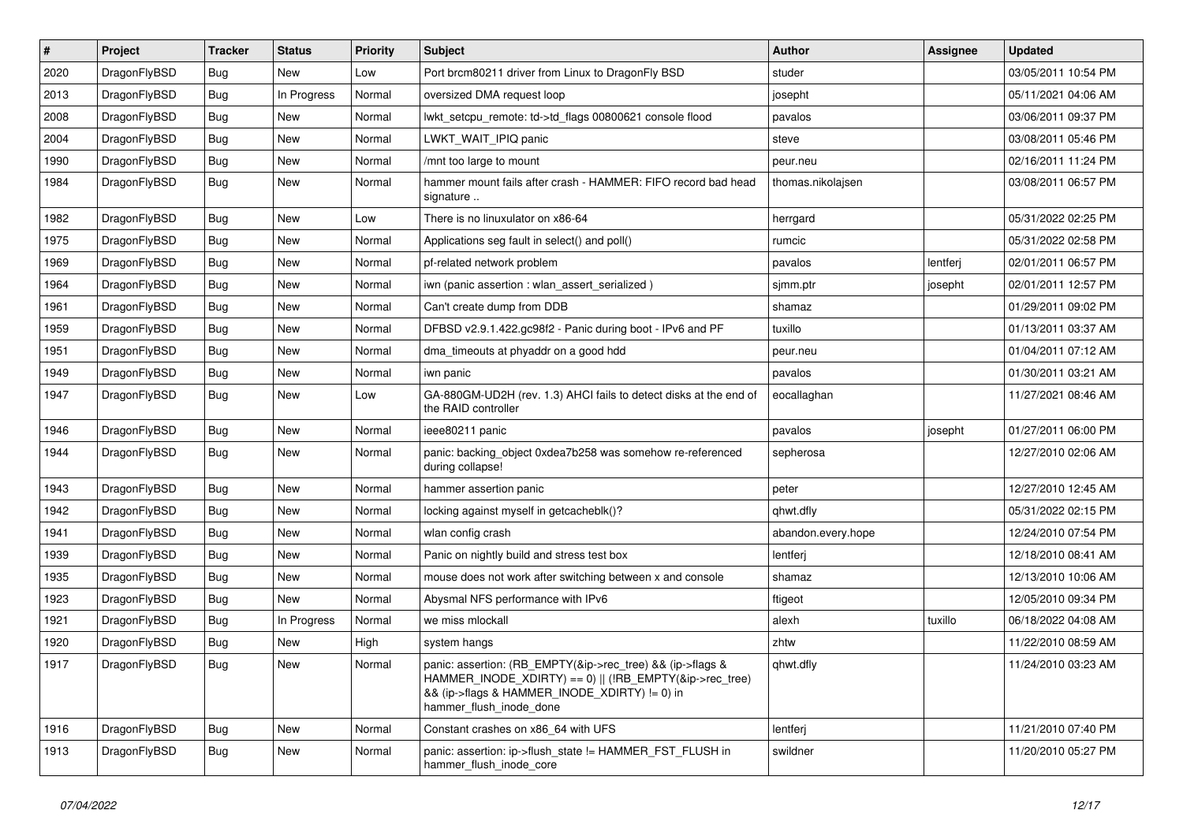| # | Project | Tracker | Status | Priority | Subject | Author | Assignee | Updated |
|---|---|---|---|---|---|---|---|---|
| 2020 | DragonFlyBSD | Bug | New | Low | Port brcm80211 driver from Linux to DragonFly BSD | studer | | 03/05/2011 10:54 PM |
| 2013 | DragonFlyBSD | Bug | In Progress | Normal | oversized DMA request loop | josepht | | 05/11/2021 04:06 AM |
| 2008 | DragonFlyBSD | Bug | New | Normal | lwkt_setcpu_remote: td->td_flags 00800621 console flood | pavalos | | 03/06/2011 09:37 PM |
| 2004 | DragonFlyBSD | Bug | New | Normal | LWKT_WAIT_IPIQ panic | steve | | 03/08/2011 05:46 PM |
| 1990 | DragonFlyBSD | Bug | New | Normal | /mnt too large to mount | peur.neu | | 02/16/2011 11:24 PM |
| 1984 | DragonFlyBSD | Bug | New | Normal | hammer mount fails after crash - HAMMER: FIFO record bad head signature .. | thomas.nikolajsen | | 03/08/2011 06:57 PM |
| 1982 | DragonFlyBSD | Bug | New | Low | There is no linuxulator on x86-64 | herrgard | | 05/31/2022 02:25 PM |
| 1975 | DragonFlyBSD | Bug | New | Normal | Applications seg fault in select() and poll() | rumcic | | 05/31/2022 02:58 PM |
| 1969 | DragonFlyBSD | Bug | New | Normal | pf-related network problem | pavalos | lentferj | 02/01/2011 06:57 PM |
| 1964 | DragonFlyBSD | Bug | New | Normal | iwn (panic assertion : wlan_assert_serialized ) | sjmm.ptr | josepht | 02/01/2011 12:57 PM |
| 1961 | DragonFlyBSD | Bug | New | Normal | Can't create dump from DDB | shamaz | | 01/29/2011 09:02 PM |
| 1959 | DragonFlyBSD | Bug | New | Normal | DFBSD v2.9.1.422.gc98f2 - Panic during boot - IPv6 and PF | tuxillo | | 01/13/2011 03:37 AM |
| 1951 | DragonFlyBSD | Bug | New | Normal | dma_timeouts at phyaddr on a good hdd | peur.neu | | 01/04/2011 07:12 AM |
| 1949 | DragonFlyBSD | Bug | New | Normal | iwn panic | pavalos | | 01/30/2011 03:21 AM |
| 1947 | DragonFlyBSD | Bug | New | Low | GA-880GM-UD2H (rev. 1.3) AHCI fails to detect disks at the end of the RAID controller | eocallaghan | | 11/27/2021 08:46 AM |
| 1946 | DragonFlyBSD | Bug | New | Normal | ieee80211 panic | pavalos | josepht | 01/27/2011 06:00 PM |
| 1944 | DragonFlyBSD | Bug | New | Normal | panic: backing_object 0xdea7b258 was somehow re-referenced during collapse! | sepherosa | | 12/27/2010 02:06 AM |
| 1943 | DragonFlyBSD | Bug | New | Normal | hammer assertion panic | peter | | 12/27/2010 12:45 AM |
| 1942 | DragonFlyBSD | Bug | New | Normal | locking against myself in getcacheblk()? | qhwt.dfly | | 05/31/2022 02:15 PM |
| 1941 | DragonFlyBSD | Bug | New | Normal | wlan config crash | abandon.every.hope | | 12/24/2010 07:54 PM |
| 1939 | DragonFlyBSD | Bug | New | Normal | Panic on nightly build and stress test box | lentferj | | 12/18/2010 08:41 AM |
| 1935 | DragonFlyBSD | Bug | New | Normal | mouse does not work after switching between x and console | shamaz | | 12/13/2010 10:06 AM |
| 1923 | DragonFlyBSD | Bug | New | Normal | Abysmal NFS performance with IPv6 | ftigeot | | 12/05/2010 09:34 PM |
| 1921 | DragonFlyBSD | Bug | In Progress | Normal | we miss mlockall | alexh | tuxillo | 06/18/2022 04:08 AM |
| 1920 | DragonFlyBSD | Bug | New | High | system hangs | zhtw | | 11/22/2010 08:59 AM |
| 1917 | DragonFlyBSD | Bug | New | Normal | panic: assertion: (RB_EMPTY(&ip->rec_tree) && (ip->flags & HAMMER_INODE_XDIRTY) == 0) \|\| (!RB_EMPTY(&ip->rec_tree) && (ip->flags & HAMMER_INODE_XDIRTY) != 0) in hammer_flush_inode_done | qhwt.dfly | | 11/24/2010 03:23 AM |
| 1916 | DragonFlyBSD | Bug | New | Normal | Constant crashes on x86_64 with UFS | lentferj | | 11/21/2010 07:40 PM |
| 1913 | DragonFlyBSD | Bug | New | Normal | panic: assertion: ip->flush_state != HAMMER_FST_FLUSH in hammer_flush_inode_core | swildner | | 11/20/2010 05:27 PM |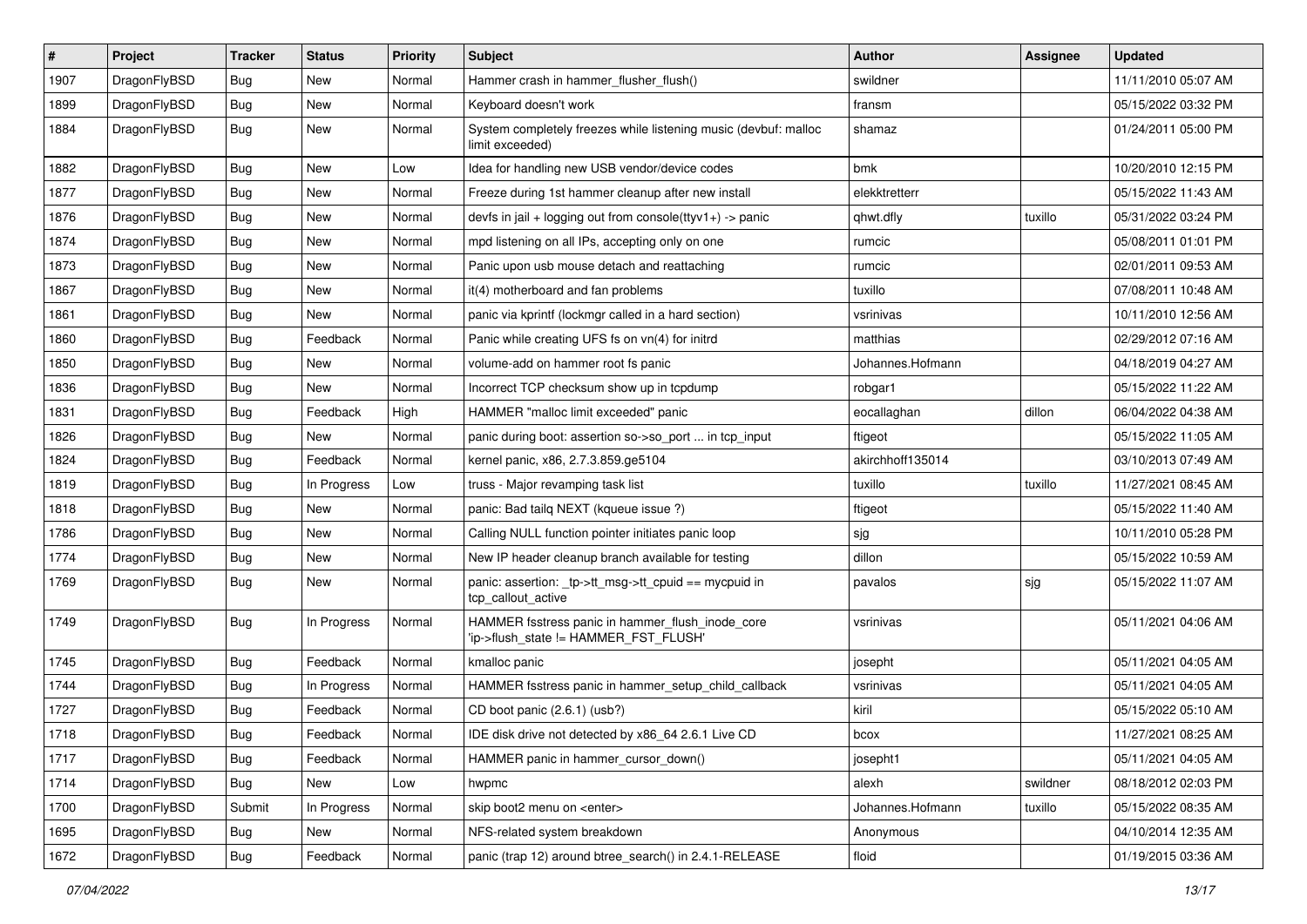| # | Project | Tracker | Status | Priority | Subject | Author | Assignee | Updated |
|---|---|---|---|---|---|---|---|---|
| 1907 | DragonFlyBSD | Bug | New | Normal | Hammer crash in hammer_flusher_flush() | swildner | | 11/11/2010 05:07 AM |
| 1899 | DragonFlyBSD | Bug | New | Normal | Keyboard doesn't work | fransm | | 05/15/2022 03:32 PM |
| 1884 | DragonFlyBSD | Bug | New | Normal | System completely freezes while listening music (devbuf: malloc limit exceeded) | shamaz | | 01/24/2011 05:00 PM |
| 1882 | DragonFlyBSD | Bug | New | Low | Idea for handling new USB vendor/device codes | bmk | | 10/20/2010 12:15 PM |
| 1877 | DragonFlyBSD | Bug | New | Normal | Freeze during 1st hammer cleanup after new install | elekktretterr | | 05/15/2022 11:43 AM |
| 1876 | DragonFlyBSD | Bug | New | Normal | devfs in jail + logging out from console(ttyv1+) -> panic | qhwt.dfly | tuxillo | 05/31/2022 03:24 PM |
| 1874 | DragonFlyBSD | Bug | New | Normal | mpd listening on all IPs, accepting only on one | rumcic | | 05/08/2011 01:01 PM |
| 1873 | DragonFlyBSD | Bug | New | Normal | Panic upon usb mouse detach and reattaching | rumcic | | 02/01/2011 09:53 AM |
| 1867 | DragonFlyBSD | Bug | New | Normal | it(4) motherboard and fan problems | tuxillo | | 07/08/2011 10:48 AM |
| 1861 | DragonFlyBSD | Bug | New | Normal | panic via kprintf (lockmgr called in a hard section) | vsrinivas | | 10/11/2010 12:56 AM |
| 1860 | DragonFlyBSD | Bug | Feedback | Normal | Panic while creating UFS fs on vn(4) for initrd | matthias | | 02/29/2012 07:16 AM |
| 1850 | DragonFlyBSD | Bug | New | Normal | volume-add on hammer root fs panic | Johannes.Hofmann | | 04/18/2019 04:27 AM |
| 1836 | DragonFlyBSD | Bug | New | Normal | Incorrect TCP checksum show up in tcpdump | robgar1 | | 05/15/2022 11:22 AM |
| 1831 | DragonFlyBSD | Bug | Feedback | High | HAMMER "malloc limit exceeded" panic | eocallaghan | dillon | 06/04/2022 04:38 AM |
| 1826 | DragonFlyBSD | Bug | New | Normal | panic during boot: assertion so->so_port ... in tcp_input | ftigeot | | 05/15/2022 11:05 AM |
| 1824 | DragonFlyBSD | Bug | Feedback | Normal | kernel panic, x86, 2.7.3.859.ge5104 | akirchhoff135014 | | 03/10/2013 07:49 AM |
| 1819 | DragonFlyBSD | Bug | In Progress | Low | truss - Major revamping task list | tuxillo | tuxillo | 11/27/2021 08:45 AM |
| 1818 | DragonFlyBSD | Bug | New | Normal | panic: Bad tailq NEXT (kqueue issue ?) | ftigeot | | 05/15/2022 11:40 AM |
| 1786 | DragonFlyBSD | Bug | New | Normal | Calling NULL function pointer initiates panic loop | sjg | | 10/11/2010 05:28 PM |
| 1774 | DragonFlyBSD | Bug | New | Normal | New IP header cleanup branch available for testing | dillon | | 05/15/2022 10:59 AM |
| 1769 | DragonFlyBSD | Bug | New | Normal | panic: assertion: _tp->tt_msg->tt_cpuid == mycpuid in tcp_callout_active | pavalos | sjg | 05/15/2022 11:07 AM |
| 1749 | DragonFlyBSD | Bug | In Progress | Normal | HAMMER fsstress panic in hammer_flush_inode_core 'ip->flush_state != HAMMER_FST_FLUSH' | vsrinivas | | 05/11/2021 04:06 AM |
| 1745 | DragonFlyBSD | Bug | Feedback | Normal | kmalloc panic | josepht | | 05/11/2021 04:05 AM |
| 1744 | DragonFlyBSD | Bug | In Progress | Normal | HAMMER fsstress panic in hammer_setup_child_callback | vsrinivas | | 05/11/2021 04:05 AM |
| 1727 | DragonFlyBSD | Bug | Feedback | Normal | CD boot panic (2.6.1) (usb?) | kiril | | 05/15/2022 05:10 AM |
| 1718 | DragonFlyBSD | Bug | Feedback | Normal | IDE disk drive not detected by x86_64 2.6.1 Live CD | bcox | | 11/27/2021 08:25 AM |
| 1717 | DragonFlyBSD | Bug | Feedback | Normal | HAMMER panic in hammer_cursor_down() | josepht1 | | 05/11/2021 04:05 AM |
| 1714 | DragonFlyBSD | Bug | New | Low | hwpmc | alexh | swildner | 08/18/2012 02:03 PM |
| 1700 | DragonFlyBSD | Submit | In Progress | Normal | skip boot2 menu on <enter> | Johannes.Hofmann | tuxillo | 05/15/2022 08:35 AM |
| 1695 | DragonFlyBSD | Bug | New | Normal | NFS-related system breakdown | Anonymous | | 04/10/2014 12:35 AM |
| 1672 | DragonFlyBSD | Bug | Feedback | Normal | panic (trap 12) around btree_search() in 2.4.1-RELEASE | floid | | 01/19/2015 03:36 AM |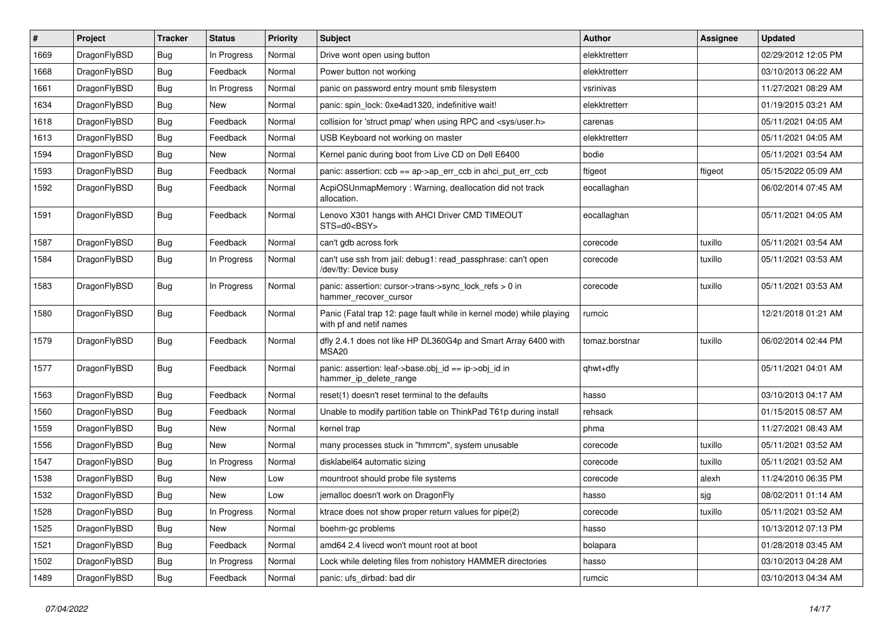| # | Project | Tracker | Status | Priority | Subject | Author | Assignee | Updated |
|---|---|---|---|---|---|---|---|---|
| 1669 | DragonFlyBSD | Bug | In Progress | Normal | Drive wont open using button | elekktretterr | | 02/29/2012 12:05 PM |
| 1668 | DragonFlyBSD | Bug | Feedback | Normal | Power button not working | elekktretterr | | 03/10/2013 06:22 AM |
| 1661 | DragonFlyBSD | Bug | In Progress | Normal | panic on password entry mount smb filesystem | vsrinivas | | 11/27/2021 08:29 AM |
| 1634 | DragonFlyBSD | Bug | New | Normal | panic: spin_lock: 0xe4ad1320, indefinitive wait! | elekktretterr | | 01/19/2015 03:21 AM |
| 1618 | DragonFlyBSD | Bug | Feedback | Normal | collision for 'struct pmap' when using RPC and <sys/user.h> | carenas | | 05/11/2021 04:05 AM |
| 1613 | DragonFlyBSD | Bug | Feedback | Normal | USB Keyboard not working on master | elekktretterr | | 05/11/2021 04:05 AM |
| 1594 | DragonFlyBSD | Bug | New | Normal | Kernel panic during boot from Live CD on Dell E6400 | bodie | | 05/11/2021 03:54 AM |
| 1593 | DragonFlyBSD | Bug | Feedback | Normal | panic: assertion: ccb == ap->ap_err_ccb in ahci_put_err_ccb | ftigeot | ftigeot | 05/15/2022 05:09 AM |
| 1592 | DragonFlyBSD | Bug | Feedback | Normal | AcpiOSUnmapMemory : Warning, deallocation did not track allocation. | eocallaghan | | 06/02/2014 07:45 AM |
| 1591 | DragonFlyBSD | Bug | Feedback | Normal | Lenovo X301 hangs with AHCI Driver CMD TIMEOUT STS=d0<BSY> | eocallaghan | | 05/11/2021 04:05 AM |
| 1587 | DragonFlyBSD | Bug | Feedback | Normal | can't gdb across fork | corecode | tuxillo | 05/11/2021 03:54 AM |
| 1584 | DragonFlyBSD | Bug | In Progress | Normal | can't use ssh from jail: debug1: read_passphrase: can't open /dev/tty: Device busy | corecode | tuxillo | 05/11/2021 03:53 AM |
| 1583 | DragonFlyBSD | Bug | In Progress | Normal | panic: assertion: cursor->trans->sync_lock_refs > 0 in hammer_recover_cursor | corecode | tuxillo | 05/11/2021 03:53 AM |
| 1580 | DragonFlyBSD | Bug | Feedback | Normal | Panic (Fatal trap 12: page fault while in kernel mode) while playing with pf and netif names | rumcic | | 12/21/2018 01:21 AM |
| 1579 | DragonFlyBSD | Bug | Feedback | Normal | dfly 2.4.1 does not like HP DL360G4p and Smart Array 6400 with MSA20 | tomaz.borstnar | tuxillo | 06/02/2014 02:44 PM |
| 1577 | DragonFlyBSD | Bug | Feedback | Normal | panic: assertion: leaf->base.obj_id == ip->obj_id in hammer_ip_delete_range | qhwt+dfly | | 05/11/2021 04:01 AM |
| 1563 | DragonFlyBSD | Bug | Feedback | Normal | reset(1) doesn't reset terminal to the defaults | hasso | | 03/10/2013 04:17 AM |
| 1560 | DragonFlyBSD | Bug | Feedback | Normal | Unable to modify partition table on ThinkPad T61p during install | rehsack | | 01/15/2015 08:57 AM |
| 1559 | DragonFlyBSD | Bug | New | Normal | kernel trap | phma | | 11/27/2021 08:43 AM |
| 1556 | DragonFlyBSD | Bug | New | Normal | many processes stuck in "hmrrcm", system unusable | corecode | tuxillo | 05/11/2021 03:52 AM |
| 1547 | DragonFlyBSD | Bug | In Progress | Normal | disklabel64 automatic sizing | corecode | tuxillo | 05/11/2021 03:52 AM |
| 1538 | DragonFlyBSD | Bug | New | Low | mountroot should probe file systems | corecode | alexh | 11/24/2010 06:35 PM |
| 1532 | DragonFlyBSD | Bug | New | Low | jemalloc doesn't work on DragonFly | hasso | sjg | 08/02/2011 01:14 AM |
| 1528 | DragonFlyBSD | Bug | In Progress | Normal | ktrace does not show proper return values for pipe(2) | corecode | tuxillo | 05/11/2021 03:52 AM |
| 1525 | DragonFlyBSD | Bug | New | Normal | boehm-gc problems | hasso | | 10/13/2012 07:13 PM |
| 1521 | DragonFlyBSD | Bug | Feedback | Normal | amd64 2.4 livecd won't mount root at boot | bolapara | | 01/28/2018 03:45 AM |
| 1502 | DragonFlyBSD | Bug | In Progress | Normal | Lock while deleting files from nohistory HAMMER directories | hasso | | 03/10/2013 04:28 AM |
| 1489 | DragonFlyBSD | Bug | Feedback | Normal | panic: ufs_dirbad: bad dir | rumcic | | 03/10/2013 04:34 AM |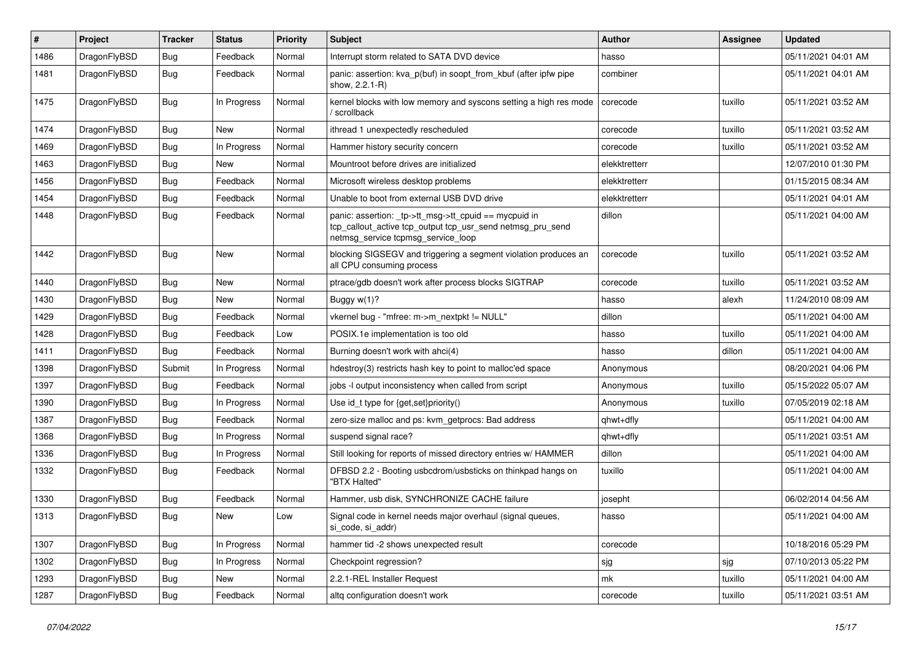| # | Project | Tracker | Status | Priority | Subject | Author | Assignee | Updated |
|---|---|---|---|---|---|---|---|---|
| 1486 | DragonFlyBSD | Bug | Feedback | Normal | Interrupt storm related to SATA DVD device | hasso | | 05/11/2021 04:01 AM |
| 1481 | DragonFlyBSD | Bug | Feedback | Normal | panic: assertion: kva_p(buf) in soopt_from_kbuf (after ipfw pipe show, 2.2.1-R) | combiner | | 05/11/2021 04:01 AM |
| 1475 | DragonFlyBSD | Bug | In Progress | Normal | kernel blocks with low memory and syscons setting a high res mode / scrollback | corecode | tuxillo | 05/11/2021 03:52 AM |
| 1474 | DragonFlyBSD | Bug | New | Normal | ithread 1 unexpectedly rescheduled | corecode | tuxillo | 05/11/2021 03:52 AM |
| 1469 | DragonFlyBSD | Bug | In Progress | Normal | Hammer history security concern | corecode | tuxillo | 05/11/2021 03:52 AM |
| 1463 | DragonFlyBSD | Bug | New | Normal | Mountroot before drives are initialized | elekktretterr | | 12/07/2010 01:30 PM |
| 1456 | DragonFlyBSD | Bug | Feedback | Normal | Microsoft wireless desktop problems | elekktretterr | | 01/15/2015 08:34 AM |
| 1454 | DragonFlyBSD | Bug | Feedback | Normal | Unable to boot from external USB DVD drive | elekktretterr | | 05/11/2021 04:01 AM |
| 1448 | DragonFlyBSD | Bug | Feedback | Normal | panic: assertion: _tp->tt_msg->tt_cpuid == mycpuid in tcp_callout_active tcp_output tcp_usr_send netmsg_pru_send netmsg_service tcpmsg_service_loop | dillon | | 05/11/2021 04:00 AM |
| 1442 | DragonFlyBSD | Bug | New | Normal | blocking SIGSEGV and triggering a segment violation produces an all CPU consuming process | corecode | tuxillo | 05/11/2021 03:52 AM |
| 1440 | DragonFlyBSD | Bug | New | Normal | ptrace/gdb doesn't work after process blocks SIGTRAP | corecode | tuxillo | 05/11/2021 03:52 AM |
| 1430 | DragonFlyBSD | Bug | New | Normal | Buggy w(1)? | hasso | alexh | 11/24/2010 08:09 AM |
| 1429 | DragonFlyBSD | Bug | Feedback | Normal | vkernel bug - "mfree: m->m_nextpkt != NULL" | dillon | | 05/11/2021 04:00 AM |
| 1428 | DragonFlyBSD | Bug | Feedback | Low | POSIX.1e implementation is too old | hasso | tuxillo | 05/11/2021 04:00 AM |
| 1411 | DragonFlyBSD | Bug | Feedback | Normal | Burning doesn't work with ahci(4) | hasso | dillon | 05/11/2021 04:00 AM |
| 1398 | DragonFlyBSD | Submit | In Progress | Normal | hdestroy(3) restricts hash key to point to malloc'ed space | Anonymous | | 08/20/2021 04:06 PM |
| 1397 | DragonFlyBSD | Bug | Feedback | Normal | jobs -l output inconsistency when called from script | Anonymous | tuxillo | 05/15/2022 05:07 AM |
| 1390 | DragonFlyBSD | Bug | In Progress | Normal | Use id_t type for {get,set}priority() | Anonymous | tuxillo | 07/05/2019 02:18 AM |
| 1387 | DragonFlyBSD | Bug | Feedback | Normal | zero-size malloc and ps: kvm_getprocs: Bad address | qhwt+dfly | | 05/11/2021 04:00 AM |
| 1368 | DragonFlyBSD | Bug | In Progress | Normal | suspend signal race? | qhwt+dfly | | 05/11/2021 03:51 AM |
| 1336 | DragonFlyBSD | Bug | In Progress | Normal | Still looking for reports of missed directory entries w/ HAMMER | dillon | | 05/11/2021 04:00 AM |
| 1332 | DragonFlyBSD | Bug | Feedback | Normal | DFBSD 2.2 - Booting usbcdrom/usbsticks on thinkpad hangs on "BTX Halted" | tuxillo | | 05/11/2021 04:00 AM |
| 1330 | DragonFlyBSD | Bug | Feedback | Normal | Hammer, usb disk, SYNCHRONIZE CACHE failure | josepht | | 06/02/2014 04:56 AM |
| 1313 | DragonFlyBSD | Bug | New | Low | Signal code in kernel needs major overhaul (signal queues, si_code, si_addr) | hasso | | 05/11/2021 04:00 AM |
| 1307 | DragonFlyBSD | Bug | In Progress | Normal | hammer tid -2 shows unexpected result | corecode | | 10/18/2016 05:29 PM |
| 1302 | DragonFlyBSD | Bug | In Progress | Normal | Checkpoint regression? | sjg | sjg | 07/10/2013 05:22 PM |
| 1293 | DragonFlyBSD | Bug | New | Normal | 2.2.1-REL Installer Request | mk | tuxillo | 05/11/2021 04:00 AM |
| 1287 | DragonFlyBSD | Bug | Feedback | Normal | altq configuration doesn't work | corecode | tuxillo | 05/11/2021 03:51 AM |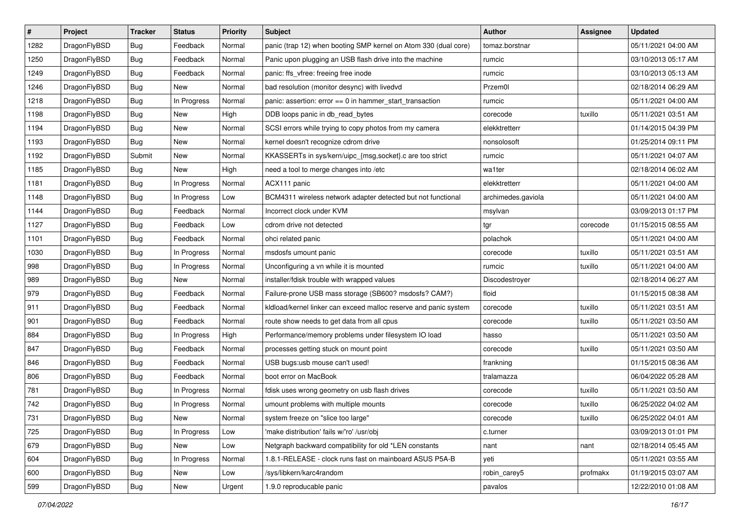| # | Project | Tracker | Status | Priority | Subject | Author | Assignee | Updated |
|---|---|---|---|---|---|---|---|---|
| 1282 | DragonFlyBSD | Bug | Feedback | Normal | panic (trap 12) when booting SMP kernel on Atom 330 (dual core) | tomaz.borstnar | | 05/11/2021 04:00 AM |
| 1250 | DragonFlyBSD | Bug | Feedback | Normal | Panic upon plugging an USB flash drive into the machine | rumcic | | 03/10/2013 05:17 AM |
| 1249 | DragonFlyBSD | Bug | Feedback | Normal | panic: ffs_vfree: freeing free inode | rumcic | | 03/10/2013 05:13 AM |
| 1246 | DragonFlyBSD | Bug | New | Normal | bad resolution (monitor desync) with livedvd | Przem0l | | 02/18/2014 06:29 AM |
| 1218 | DragonFlyBSD | Bug | In Progress | Normal | panic: assertion: error == 0 in hammer_start_transaction | rumcic | | 05/11/2021 04:00 AM |
| 1198 | DragonFlyBSD | Bug | New | High | DDB loops panic in db_read_bytes | corecode | tuxillo | 05/11/2021 03:51 AM |
| 1194 | DragonFlyBSD | Bug | New | Normal | SCSI errors while trying to copy photos from my camera | elekktretterr | | 01/14/2015 04:39 PM |
| 1193 | DragonFlyBSD | Bug | New | Normal | kernel doesn't recognize cdrom drive | nonsolosoft | | 01/25/2014 09:11 PM |
| 1192 | DragonFlyBSD | Submit | New | Normal | KKASSERTs in sys/kern/uipc_{msg,socket}.c are too strict | rumcic | | 05/11/2021 04:07 AM |
| 1185 | DragonFlyBSD | Bug | New | High | need a tool to merge changes into /etc | wa1ter | | 02/18/2014 06:02 AM |
| 1181 | DragonFlyBSD | Bug | In Progress | Normal | ACX111 panic | elekktretterr | | 05/11/2021 04:00 AM |
| 1148 | DragonFlyBSD | Bug | In Progress | Low | BCM4311 wireless network adapter detected but not functional | archimedes.gaviola | | 05/11/2021 04:00 AM |
| 1144 | DragonFlyBSD | Bug | Feedback | Normal | Incorrect clock under KVM | msylvan | | 03/09/2013 01:17 PM |
| 1127 | DragonFlyBSD | Bug | Feedback | Low | cdrom drive not detected | tgr | corecode | 01/15/2015 08:55 AM |
| 1101 | DragonFlyBSD | Bug | Feedback | Normal | ohci related panic | polachok | | 05/11/2021 04:00 AM |
| 1030 | DragonFlyBSD | Bug | In Progress | Normal | msdosfs umount panic | corecode | tuxillo | 05/11/2021 03:51 AM |
| 998 | DragonFlyBSD | Bug | In Progress | Normal | Unconfiguring a vn while it is mounted | rumcic | tuxillo | 05/11/2021 04:00 AM |
| 989 | DragonFlyBSD | Bug | New | Normal | installer/fdisk trouble with wrapped values | Discodestroyer | | 02/18/2014 06:27 AM |
| 979 | DragonFlyBSD | Bug | Feedback | Normal | Failure-prone USB mass storage (SB600? msdosfs? CAM?) | floid | | 01/15/2015 08:38 AM |
| 911 | DragonFlyBSD | Bug | Feedback | Normal | kldload/kernel linker can exceed malloc reserve and panic system | corecode | tuxillo | 05/11/2021 03:51 AM |
| 901 | DragonFlyBSD | Bug | Feedback | Normal | route show needs to get data from all cpus | corecode | tuxillo | 05/11/2021 03:50 AM |
| 884 | DragonFlyBSD | Bug | In Progress | High | Performance/memory problems under filesystem IO load | hasso | | 05/11/2021 03:50 AM |
| 847 | DragonFlyBSD | Bug | Feedback | Normal | processes getting stuck on mount point | corecode | tuxillo | 05/11/2021 03:50 AM |
| 846 | DragonFlyBSD | Bug | Feedback | Normal | USB bugs:usb mouse can't used! | frankning | | 01/15/2015 08:36 AM |
| 806 | DragonFlyBSD | Bug | Feedback | Normal | boot error on MacBook | tralamazza | | 06/04/2022 05:28 AM |
| 781 | DragonFlyBSD | Bug | In Progress | Normal | fdisk uses wrong geometry on usb flash drives | corecode | tuxillo | 05/11/2021 03:50 AM |
| 742 | DragonFlyBSD | Bug | In Progress | Normal | umount problems with multiple mounts | corecode | tuxillo | 06/25/2022 04:02 AM |
| 731 | DragonFlyBSD | Bug | New | Normal | system freeze on "slice too large" | corecode | tuxillo | 06/25/2022 04:01 AM |
| 725 | DragonFlyBSD | Bug | In Progress | Low | 'make distribution' fails w/'ro' /usr/obj | c.turner | | 03/09/2013 01:01 PM |
| 679 | DragonFlyBSD | Bug | New | Low | Netgraph backward compatibility for old *LEN constants | nant | nant | 02/18/2014 05:45 AM |
| 604 | DragonFlyBSD | Bug | In Progress | Normal | 1.8.1-RELEASE - clock runs fast on mainboard ASUS P5A-B | yeti | | 05/11/2021 03:55 AM |
| 600 | DragonFlyBSD | Bug | New | Low | /sys/libkern/karc4random | robin_carey5 | profmakx | 01/19/2015 03:07 AM |
| 599 | DragonFlyBSD | Bug | New | Urgent | 1.9.0 reproducable panic | pavalos | | 12/22/2010 01:08 AM |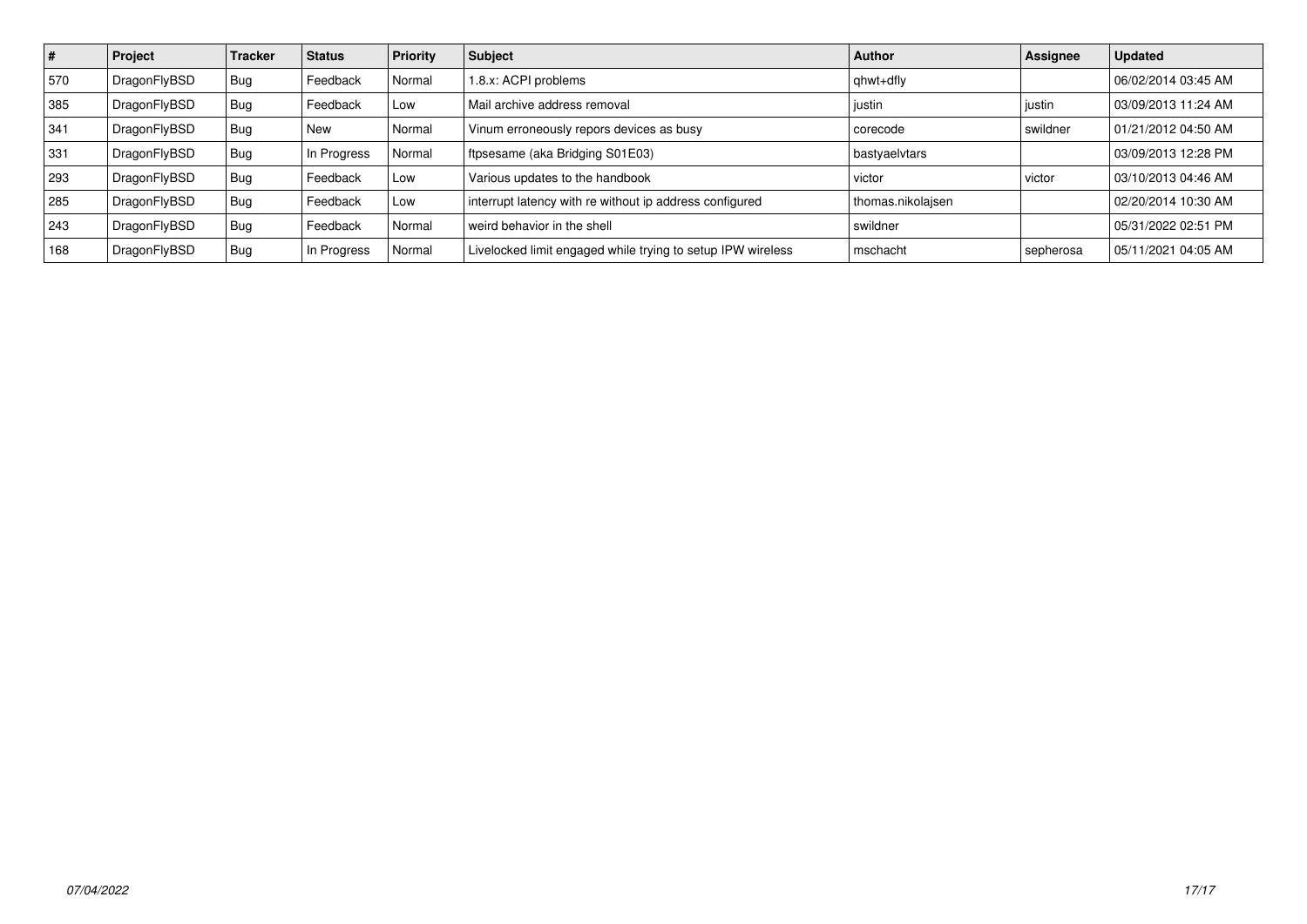| # | Project | Tracker | Status | Priority | Subject | Author | Assignee | Updated |
|---|---|---|---|---|---|---|---|---|
| 570 | DragonFlyBSD | Bug | Feedback | Normal | 1.8.x: ACPI problems | qhwt+dfly | | 06/02/2014 03:45 AM |
| 385 | DragonFlyBSD | Bug | Feedback | Low | Mail archive address removal | justin | justin | 03/09/2013 11:24 AM |
| 341 | DragonFlyBSD | Bug | New | Normal | Vinum erroneously repors devices as busy | corecode | swildner | 01/21/2012 04:50 AM |
| 331 | DragonFlyBSD | Bug | In Progress | Normal | ftpsesame (aka Bridging S01E03) | bastyaelvtars | | 03/09/2013 12:28 PM |
| 293 | DragonFlyBSD | Bug | Feedback | Low | Various updates to the handbook | victor | victor | 03/10/2013 04:46 AM |
| 285 | DragonFlyBSD | Bug | Feedback | Low | interrupt latency with re without ip address configured | thomas.nikolajsen | | 02/20/2014 10:30 AM |
| 243 | DragonFlyBSD | Bug | Feedback | Normal | weird behavior in the shell | swildner | | 05/31/2022 02:51 PM |
| 168 | DragonFlyBSD | Bug | In Progress | Normal | Livelocked limit engaged while trying to setup IPW wireless | mschacht | sepherosa | 05/11/2021 04:05 AM |